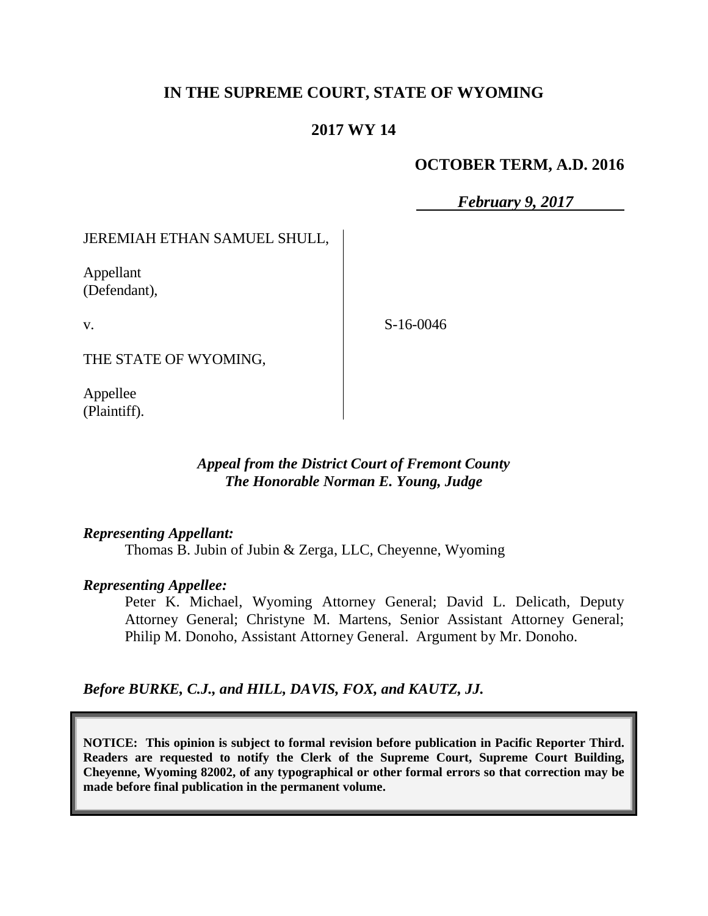# IN THE SUPREME COURT, STATE OF WYOMING

## 2017 WY 14

**OCTOBER TERM, A.D. 2016**

***February 9, 2017***

JEREMIAH ETHAN SAMUEL SHULL,

Appellant
(Defendant),

v.

THE STATE OF WYOMING,

Appellee
(Plaintiff).

S-16-0046

***Appeal from the District Court of Fremont County***
***The Honorable Norman E. Young, Judge***

***Representing Appellant:***

Thomas B. Jubin of Jubin & Zerga, LLC, Cheyenne, Wyoming

***Representing Appellee:***

Peter K. Michael, Wyoming Attorney General; David L. Delicath, Deputy Attorney General; Christyne M. Martens, Senior Assistant Attorney General; Philip M. Donoho, Assistant Attorney General. Argument by Mr. Donoho.

***Before BURKE, C.J., and HILL, DAVIS, FOX, and KAUTZ, JJ.***

**NOTICE: This opinion is subject to formal revision before publication in Pacific Reporter Third. Readers are requested to notify the Clerk of the Supreme Court, Supreme Court Building, Cheyenne, Wyoming 82002, of any typographical or other formal errors so that correction may be made before final publication in the permanent volume.**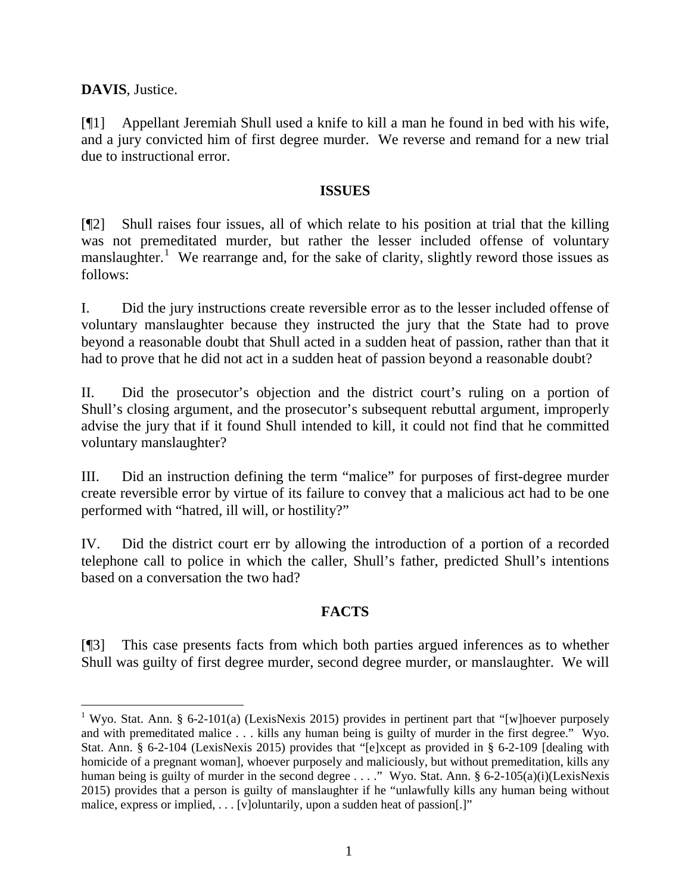**DAVIS**, Justice.

[¶1] Appellant Jeremiah Shull used a knife to kill a man he found in bed with his wife, and a jury convicted him of first degree murder. We reverse and remand for a new trial due to instructional error.

## ISSUES

[¶2] Shull raises four issues, all of which relate to his position at trial that the killing was not premeditated murder, but rather the lesser included offense of voluntary manslaughter.[1] We rearrange and, for the sake of clarity, slightly reword those issues as follows:

I. Did the jury instructions create reversible error as to the lesser included offense of voluntary manslaughter because they instructed the jury that the State had to prove beyond a reasonable doubt that Shull acted in a sudden heat of passion, rather than that it had to prove that he did not act in a sudden heat of passion beyond a reasonable doubt?

II. Did the prosecutor's objection and the district court's ruling on a portion of Shull's closing argument, and the prosecutor's subsequent rebuttal argument, improperly advise the jury that if it found Shull intended to kill, it could not find that he committed voluntary manslaughter?

III. Did an instruction defining the term "malice" for purposes of first-degree murder create reversible error by virtue of its failure to convey that a malicious act had to be one performed with "hatred, ill will, or hostility?"

IV. Did the district court err by allowing the introduction of a portion of a recorded telephone call to police in which the caller, Shull's father, predicted Shull's intentions based on a conversation the two had?

## FACTS

[¶3] This case presents facts from which both parties argued inferences as to whether Shull was guilty of first degree murder, second degree murder, or manslaughter. We will

---

[1] Wyo. Stat. Ann. § 6-2-101(a) (LexisNexis 2015) provides in pertinent part that "[w]hoever purposely and with premeditated malice . . . kills any human being is guilty of murder in the first degree." Wyo. Stat. Ann. § 6-2-104 (LexisNexis 2015) provides that "[e]xcept as provided in § 6-2-109 [dealing with homicide of a pregnant woman], whoever purposely and maliciously, but without premeditation, kills any human being is guilty of murder in the second degree . . . ." Wyo. Stat. Ann. § 6-2-105(a)(i)(LexisNexis 2015) provides that a person is guilty of manslaughter if he "unlawfully kills any human being without malice, express or implied, . . . [v]oluntarily, upon a sudden heat of passion[.]"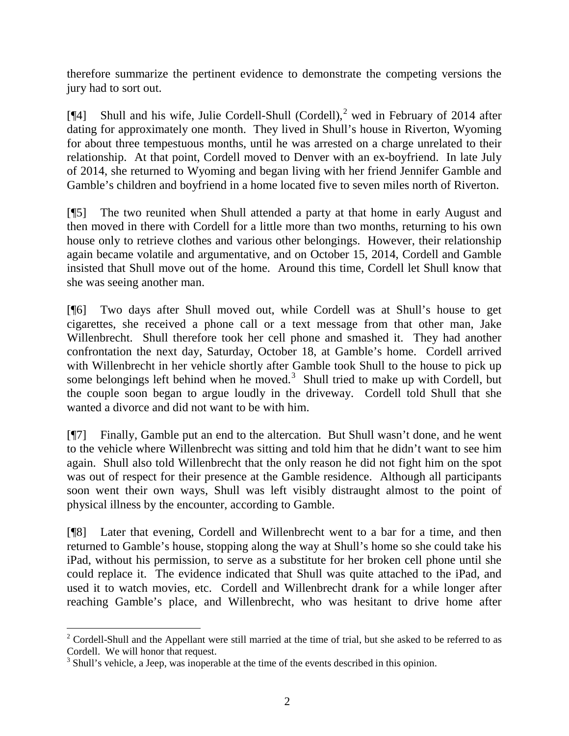therefore summarize the pertinent evidence to demonstrate the competing versions the jury had to sort out.

[¶4] Shull and his wife, Julie Cordell-Shull (Cordell),[2] wed in February of 2014 after dating for approximately one month. They lived in Shull's house in Riverton, Wyoming for about three tempestuous months, until he was arrested on a charge unrelated to their relationship. At that point, Cordell moved to Denver with an ex-boyfriend. In late July of 2014, she returned to Wyoming and began living with her friend Jennifer Gamble and Gamble's children and boyfriend in a home located five to seven miles north of Riverton.

[¶5] The two reunited when Shull attended a party at that home in early August and then moved in there with Cordell for a little more than two months, returning to his own house only to retrieve clothes and various other belongings. However, their relationship again became volatile and argumentative, and on October 15, 2014, Cordell and Gamble insisted that Shull move out of the home. Around this time, Cordell let Shull know that she was seeing another man.

[¶6] Two days after Shull moved out, while Cordell was at Shull's house to get cigarettes, she received a phone call or a text message from that other man, Jake Willenbrecht. Shull therefore took her cell phone and smashed it. They had another confrontation the next day, Saturday, October 18, at Gamble's home. Cordell arrived with Willenbrecht in her vehicle shortly after Gamble took Shull to the house to pick up some belongings left behind when he moved.[3] Shull tried to make up with Cordell, but the couple soon began to argue loudly in the driveway. Cordell told Shull that she wanted a divorce and did not want to be with him.

[¶7] Finally, Gamble put an end to the altercation. But Shull wasn't done, and he went to the vehicle where Willenbrecht was sitting and told him that he didn't want to see him again. Shull also told Willenbrecht that the only reason he did not fight him on the spot was out of respect for their presence at the Gamble residence. Although all participants soon went their own ways, Shull was left visibly distraught almost to the point of physical illness by the encounter, according to Gamble.

[¶8] Later that evening, Cordell and Willenbrecht went to a bar for a time, and then returned to Gamble's house, stopping along the way at Shull's home so she could take his iPad, without his permission, to serve as a substitute for her broken cell phone until she could replace it. The evidence indicated that Shull was quite attached to the iPad, and used it to watch movies, etc. Cordell and Willenbrecht drank for a while longer after reaching Gamble's place, and Willenbrecht, who was hesitant to drive home after

---

[2] Cordell-Shull and the Appellant were still married at the time of trial, but she asked to be referred to as Cordell. We will honor that request.

[3] Shull's vehicle, a Jeep, was inoperable at the time of the events described in this opinion.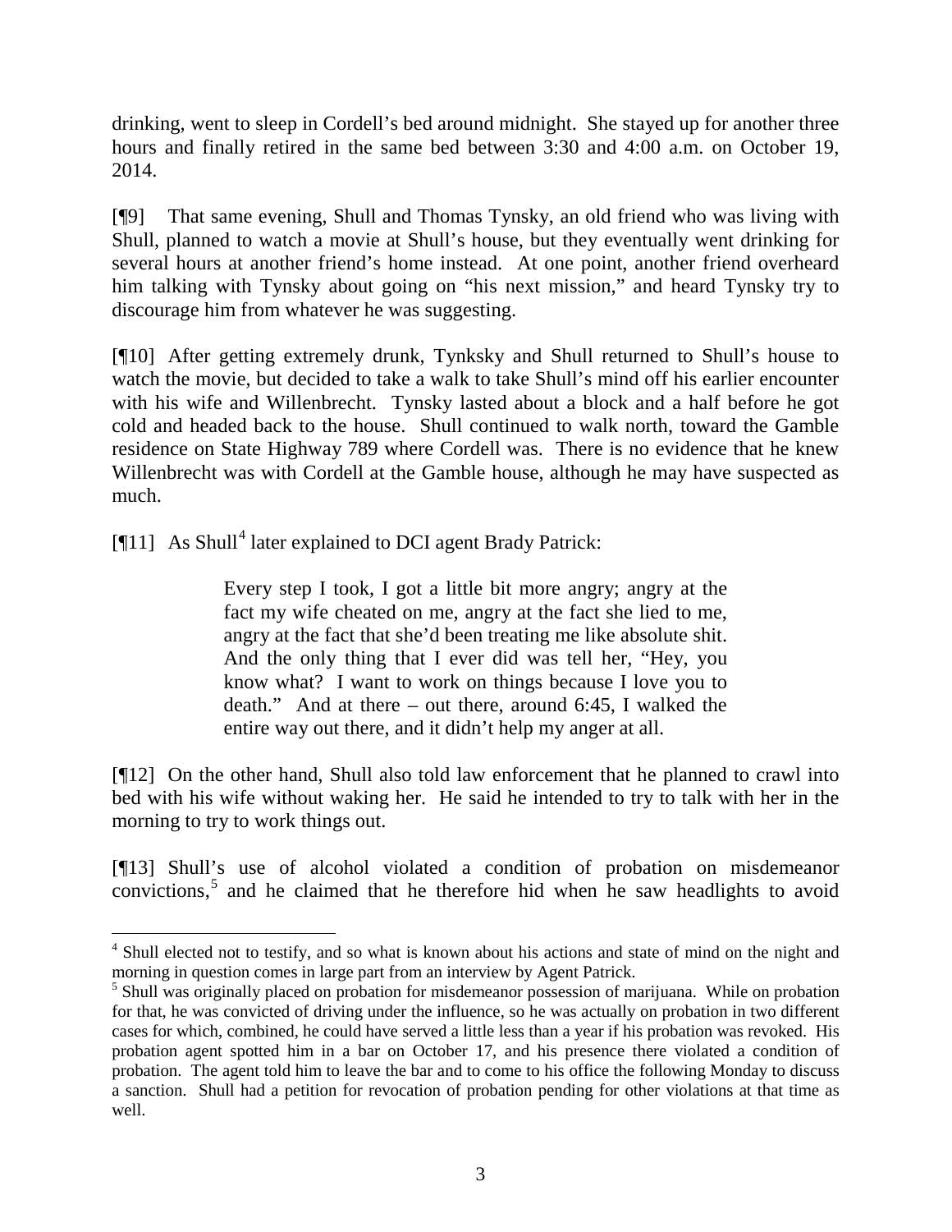drinking, went to sleep in Cordell's bed around midnight. She stayed up for another three hours and finally retired in the same bed between 3:30 and 4:00 a.m. on October 19, 2014.

[¶9] That same evening, Shull and Thomas Tynsky, an old friend who was living with Shull, planned to watch a movie at Shull's house, but they eventually went drinking for several hours at another friend's home instead. At one point, another friend overheard him talking with Tynsky about going on "his next mission," and heard Tynsky try to discourage him from whatever he was suggesting.

[¶10] After getting extremely drunk, Tynksky and Shull returned to Shull's house to watch the movie, but decided to take a walk to take Shull's mind off his earlier encounter with his wife and Willenbrecht. Tynsky lasted about a block and a half before he got cold and headed back to the house. Shull continued to walk north, toward the Gamble residence on State Highway 789 where Cordell was. There is no evidence that he knew Willenbrecht was with Cordell at the Gamble house, although he may have suspected as much.

[¶11] As Shull[4] later explained to DCI agent Brady Patrick:

> Every step I took, I got a little bit more angry; angry at the fact my wife cheated on me, angry at the fact she lied to me, angry at the fact that she'd been treating me like absolute shit. And the only thing that I ever did was tell her, "Hey, you know what? I want to work on things because I love you to death." And at there – out there, around 6:45, I walked the entire way out there, and it didn't help my anger at all.

[¶12] On the other hand, Shull also told law enforcement that he planned to crawl into bed with his wife without waking her. He said he intended to try to talk with her in the morning to try to work things out.

[¶13] Shull's use of alcohol violated a condition of probation on misdemeanor convictions,[5] and he claimed that he therefore hid when he saw headlights to avoid

---

[4] Shull elected not to testify, and so what is known about his actions and state of mind on the night and morning in question comes in large part from an interview by Agent Patrick.

[5] Shull was originally placed on probation for misdemeanor possession of marijuana. While on probation for that, he was convicted of driving under the influence, so he was actually on probation in two different cases for which, combined, he could have served a little less than a year if his probation was revoked. His probation agent spotted him in a bar on October 17, and his presence there violated a condition of probation. The agent told him to leave the bar and to come to his office the following Monday to discuss a sanction. Shull had a petition for revocation of probation pending for other violations at that time as well.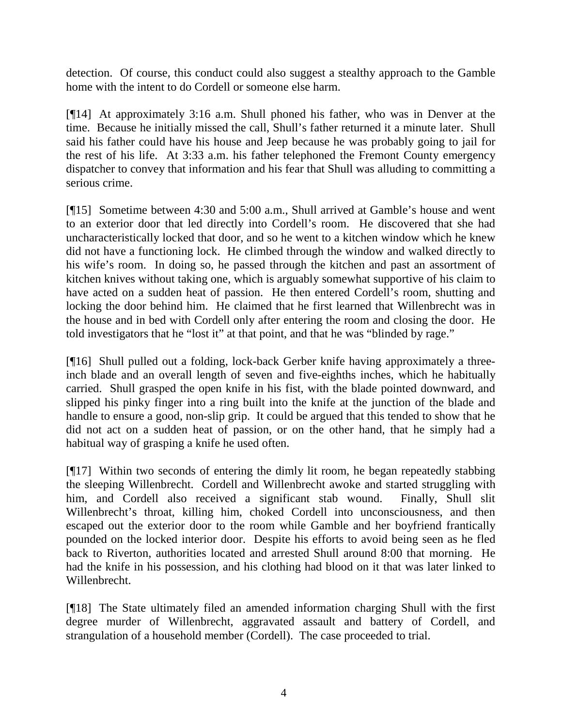detection. Of course, this conduct could also suggest a stealthy approach to the Gamble home with the intent to do Cordell or someone else harm.

[¶14] At approximately 3:16 a.m. Shull phoned his father, who was in Denver at the time. Because he initially missed the call, Shull's father returned it a minute later. Shull said his father could have his house and Jeep because he was probably going to jail for the rest of his life. At 3:33 a.m. his father telephoned the Fremont County emergency dispatcher to convey that information and his fear that Shull was alluding to committing a serious crime.

[¶15] Sometime between 4:30 and 5:00 a.m., Shull arrived at Gamble's house and went to an exterior door that led directly into Cordell's room. He discovered that she had uncharacteristically locked that door, and so he went to a kitchen window which he knew did not have a functioning lock. He climbed through the window and walked directly to his wife's room. In doing so, he passed through the kitchen and past an assortment of kitchen knives without taking one, which is arguably somewhat supportive of his claim to have acted on a sudden heat of passion. He then entered Cordell's room, shutting and locking the door behind him. He claimed that he first learned that Willenbrecht was in the house and in bed with Cordell only after entering the room and closing the door. He told investigators that he "lost it" at that point, and that he was "blinded by rage."

[¶16] Shull pulled out a folding, lock-back Gerber knife having approximately a three-inch blade and an overall length of seven and five-eighths inches, which he habitually carried. Shull grasped the open knife in his fist, with the blade pointed downward, and slipped his pinky finger into a ring built into the knife at the junction of the blade and handle to ensure a good, non-slip grip. It could be argued that this tended to show that he did not act on a sudden heat of passion, or on the other hand, that he simply had a habitual way of grasping a knife he used often.

[¶17] Within two seconds of entering the dimly lit room, he began repeatedly stabbing the sleeping Willenbrecht. Cordell and Willenbrecht awoke and started struggling with him, and Cordell also received a significant stab wound. Finally, Shull slit Willenbrecht's throat, killing him, choked Cordell into unconsciousness, and then escaped out the exterior door to the room while Gamble and her boyfriend frantically pounded on the locked interior door. Despite his efforts to avoid being seen as he fled back to Riverton, authorities located and arrested Shull around 8:00 that morning. He had the knife in his possession, and his clothing had blood on it that was later linked to Willenbrecht.

[¶18] The State ultimately filed an amended information charging Shull with the first degree murder of Willenbrecht, aggravated assault and battery of Cordell, and strangulation of a household member (Cordell). The case proceeded to trial.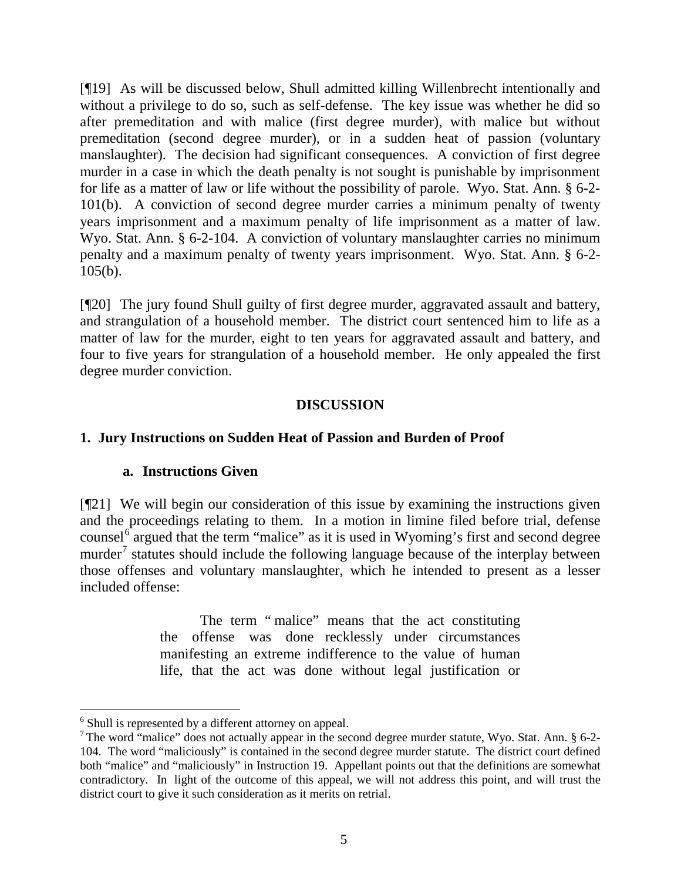[¶19] As will be discussed below, Shull admitted killing Willenbrecht intentionally and without a privilege to do so, such as self-defense. The key issue was whether he did so after premeditation and with malice (first degree murder), with malice but without premeditation (second degree murder), or in a sudden heat of passion (voluntary manslaughter). The decision had significant consequences. A conviction of first degree murder in a case in which the death penalty is not sought is punishable by imprisonment for life as a matter of law or life without the possibility of parole. Wyo. Stat. Ann. § 6-2-101(b). A conviction of second degree murder carries a minimum penalty of twenty years imprisonment and a maximum penalty of life imprisonment as a matter of law. Wyo. Stat. Ann. § 6-2-104. A conviction of voluntary manslaughter carries no minimum penalty and a maximum penalty of twenty years imprisonment. Wyo. Stat. Ann. § 6-2-105(b).

[¶20] The jury found Shull guilty of first degree murder, aggravated assault and battery, and strangulation of a household member. The district court sentenced him to life as a matter of law for the murder, eight to ten years for aggravated assault and battery, and four to five years for strangulation of a household member. He only appealed the first degree murder conviction.

## DISCUSSION

### 1. Jury Instructions on Sudden Heat of Passion and Burden of Proof

#### a. Instructions Given

[¶21] We will begin our consideration of this issue by examining the instructions given and the proceedings relating to them. In a motion in limine filed before trial, defense counsel[6] argued that the term "malice" as it is used in Wyoming's first and second degree murder[7] statutes should include the following language because of the interplay between those offenses and voluntary manslaughter, which he intended to present as a lesser included offense:

> The term "malice" means that the act constituting the offense was done recklessly under circumstances manifesting an extreme indifference to the value of human life, that the act was done without legal justification or

---

[6] Shull is represented by a different attorney on appeal.

[7] The word "malice" does not actually appear in the second degree murder statute, Wyo. Stat. Ann. § 6-2-104. The word "maliciously" is contained in the second degree murder statute. The district court defined both "malice" and "maliciously" in Instruction 19. Appellant points out that the definitions are somewhat contradictory. In light of the outcome of this appeal, we will not address this point, and will trust the district court to give it such consideration as it merits on retrial.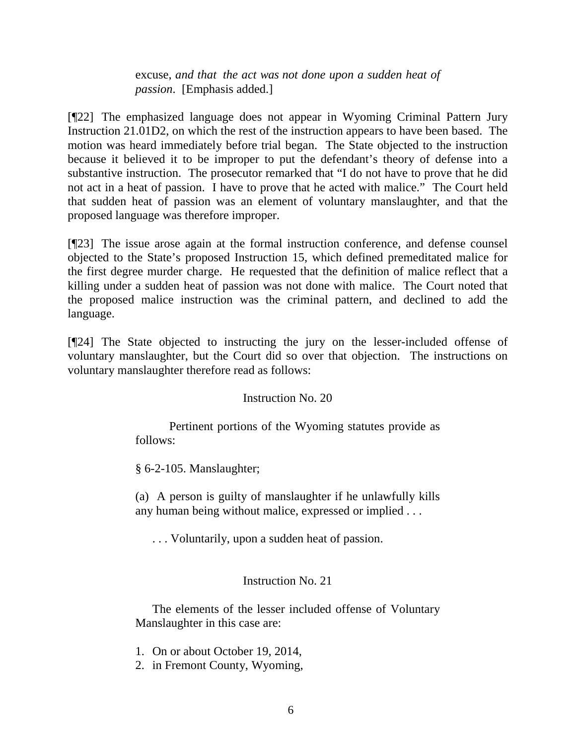> excuse, *and that the act was not done upon a sudden heat of passion*. [Emphasis added.]

[¶22] The emphasized language does not appear in Wyoming Criminal Pattern Jury Instruction 21.01D2, on which the rest of the instruction appears to have been based. The motion was heard immediately before trial began. The State objected to the instruction because it believed it to be improper to put the defendant's theory of defense into a substantive instruction. The prosecutor remarked that "I do not have to prove that he did not act in a heat of passion. I have to prove that he acted with malice." The Court held that sudden heat of passion was an element of voluntary manslaughter, and that the proposed language was therefore improper.

[¶23] The issue arose again at the formal instruction conference, and defense counsel objected to the State's proposed Instruction 15, which defined premeditated malice for the first degree murder charge. He requested that the definition of malice reflect that a killing under a sudden heat of passion was not done with malice. The Court noted that the proposed malice instruction was the criminal pattern, and declined to add the language.

[¶24] The State objected to instructing the jury on the lesser-included offense of voluntary manslaughter, but the Court did so over that objection. The instructions on voluntary manslaughter therefore read as follows:

> Instruction No. 20
>
> Pertinent portions of the Wyoming statutes provide as follows:
>
> § 6-2-105. Manslaughter;
>
> (a) A person is guilty of manslaughter if he unlawfully kills any human being without malice, expressed or implied . . .
>
> . . . Voluntarily, upon a sudden heat of passion.
>
> Instruction No. 21
>
> The elements of the lesser included offense of Voluntary Manslaughter in this case are:
>
> 1. On or about October 19, 2014,
> 2. in Fremont County, Wyoming,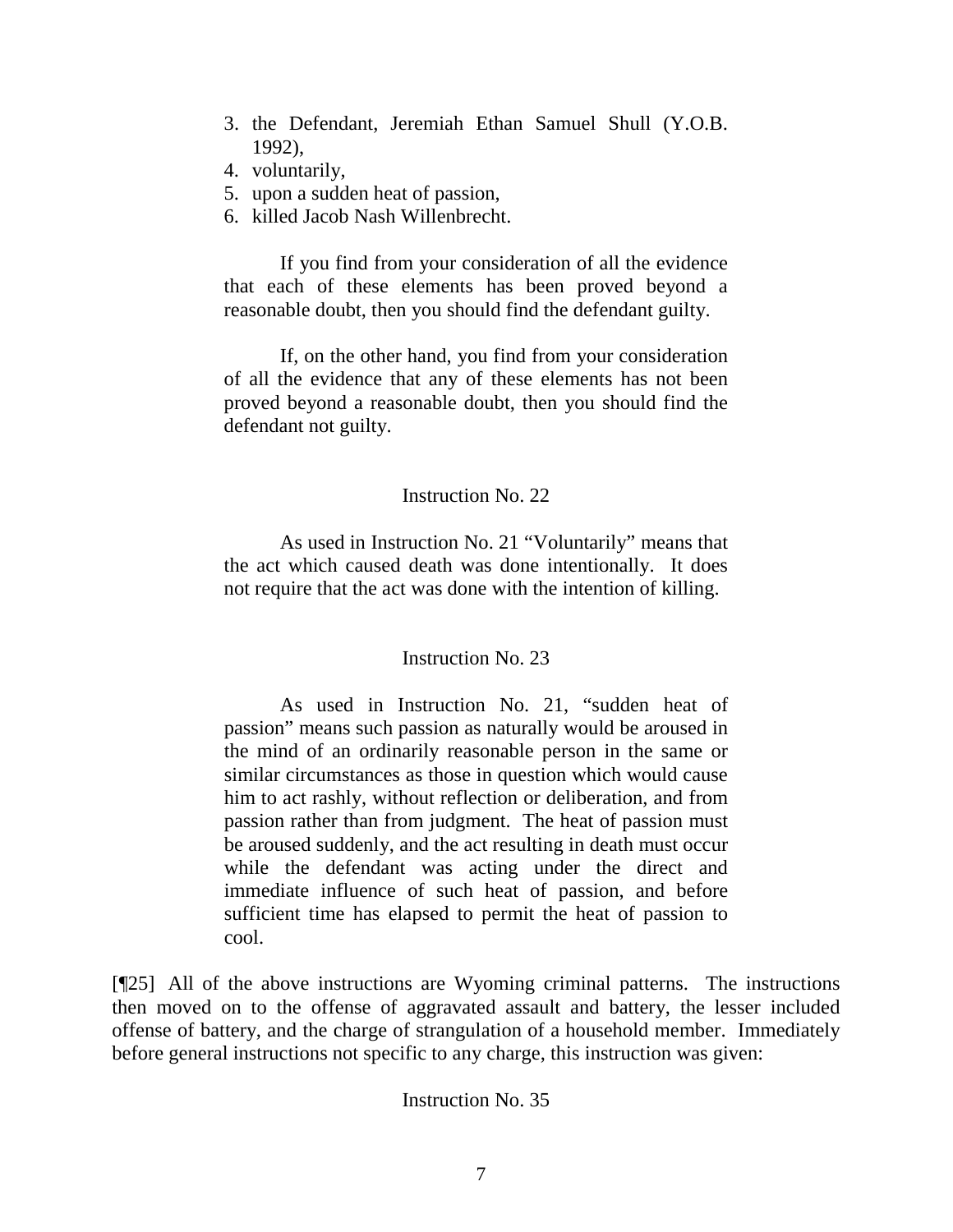3. the Defendant, Jeremiah Ethan Samuel Shull (Y.O.B. 1992),
4. voluntarily,
5. upon a sudden heat of passion,
6. killed Jacob Nash Willenbrecht.

If you find from your consideration of all the evidence that each of these elements has been proved beyond a reasonable doubt, then you should find the defendant guilty.

If, on the other hand, you find from your consideration of all the evidence that any of these elements has not been proved beyond a reasonable doubt, then you should find the defendant not guilty.

Instruction No. 22

As used in Instruction No. 21 "Voluntarily" means that the act which caused death was done intentionally. It does not require that the act was done with the intention of killing.

Instruction No. 23

As used in Instruction No. 21, "sudden heat of passion" means such passion as naturally would be aroused in the mind of an ordinarily reasonable person in the same or similar circumstances as those in question which would cause him to act rashly, without reflection or deliberation, and from passion rather than from judgment. The heat of passion must be aroused suddenly, and the act resulting in death must occur while the defendant was acting under the direct and immediate influence of such heat of passion, and before sufficient time has elapsed to permit the heat of passion to cool.

[¶25] All of the above instructions are Wyoming criminal patterns. The instructions then moved on to the offense of aggravated assault and battery, the lesser included offense of battery, and the charge of strangulation of a household member. Immediately before general instructions not specific to any charge, this instruction was given:

Instruction No. 35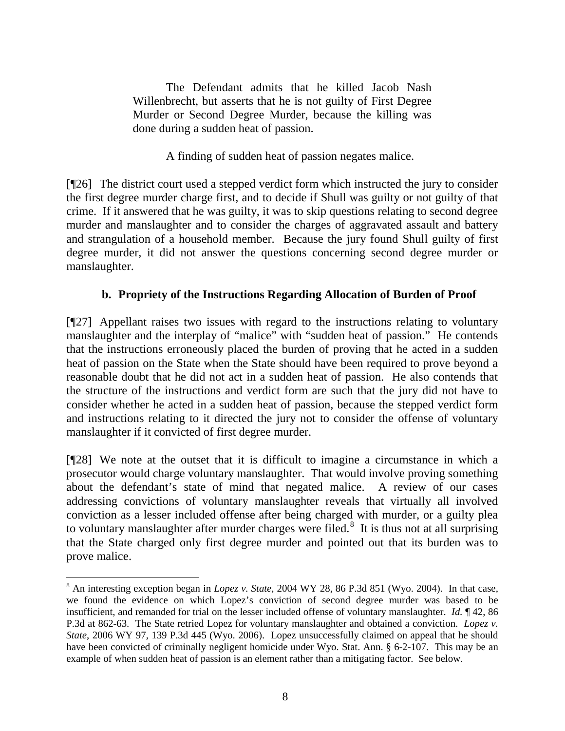> The Defendant admits that he killed Jacob Nash Willenbrecht, but asserts that he is not guilty of First Degree Murder or Second Degree Murder, because the killing was done during a sudden heat of passion.
>
> A finding of sudden heat of passion negates malice.

[¶26] The district court used a stepped verdict form which instructed the jury to consider the first degree murder charge first, and to decide if Shull was guilty or not guilty of that crime. If it answered that he was guilty, it was to skip questions relating to second degree murder and manslaughter and to consider the charges of aggravated assault and battery and strangulation of a household member. Because the jury found Shull guilty of first degree murder, it did not answer the questions concerning second degree murder or manslaughter.

### b. Propriety of the Instructions Regarding Allocation of Burden of Proof

[¶27] Appellant raises two issues with regard to the instructions relating to voluntary manslaughter and the interplay of "malice" with "sudden heat of passion." He contends that the instructions erroneously placed the burden of proving that he acted in a sudden heat of passion on the State when the State should have been required to prove beyond a reasonable doubt that he did not act in a sudden heat of passion. He also contends that the structure of the instructions and verdict form are such that the jury did not have to consider whether he acted in a sudden heat of passion, because the stepped verdict form and instructions relating to it directed the jury not to consider the offense of voluntary manslaughter if it convicted of first degree murder.

[¶28] We note at the outset that it is difficult to imagine a circumstance in which a prosecutor would charge voluntary manslaughter. That would involve proving something about the defendant's state of mind that negated malice. A review of our cases addressing convictions of voluntary manslaughter reveals that virtually all involved conviction as a lesser included offense after being charged with murder, or a guilty plea to voluntary manslaughter after murder charges were filed.[8] It is thus not at all surprising that the State charged only first degree murder and pointed out that its burden was to prove malice.

---

[8] An interesting exception began in *Lopez v. State*, 2004 WY 28, 86 P.3d 851 (Wyo. 2004). In that case, we found the evidence on which Lopez's conviction of second degree murder was based to be insufficient, and remanded for trial on the lesser included offense of voluntary manslaughter. *Id.* ¶ 42, 86 P.3d at 862-63. The State retried Lopez for voluntary manslaughter and obtained a conviction. *Lopez v. State*, 2006 WY 97, 139 P.3d 445 (Wyo. 2006). Lopez unsuccessfully claimed on appeal that he should have been convicted of criminally negligent homicide under Wyo. Stat. Ann. § 6-2-107. This may be an example of when sudden heat of passion is an element rather than a mitigating factor. See below.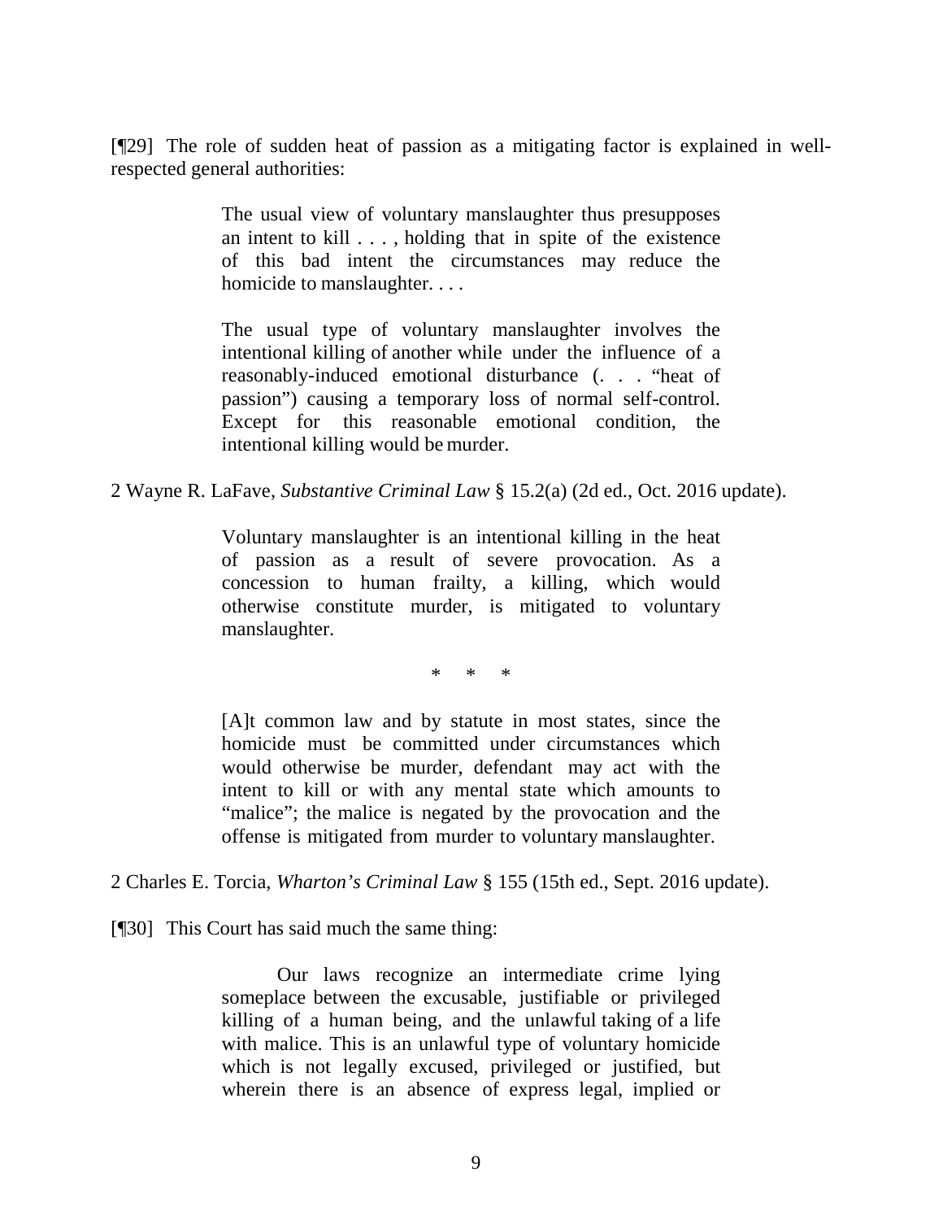[¶29] The role of sudden heat of passion as a mitigating factor is explained in well-respected general authorities:

> The usual view of voluntary manslaughter thus presupposes an intent to kill . . . , holding that in spite of the existence of this bad intent the circumstances may reduce the homicide to manslaughter. . . .
>
> The usual type of voluntary manslaughter involves the intentional killing of another while under the influence of a reasonably-induced emotional disturbance (. . . "heat of passion") causing a temporary loss of normal self-control. Except for this reasonable emotional condition, the intentional killing would be murder.

2 Wayne R. LaFave, *Substantive Criminal Law* § 15.2(a) (2d ed., Oct. 2016 update).

> Voluntary manslaughter is an intentional killing in the heat of passion as a result of severe provocation. As a concession to human frailty, a killing, which would otherwise constitute murder, is mitigated to voluntary manslaughter.
>
> \* \* \*
>
> [A]t common law and by statute in most states, since the homicide must be committed under circumstances which would otherwise be murder, defendant may act with the intent to kill or with any mental state which amounts to "malice"; the malice is negated by the provocation and the offense is mitigated from murder to voluntary manslaughter.

2 Charles E. Torcia, *Wharton's Criminal Law* § 155 (15th ed., Sept. 2016 update).

[¶30] This Court has said much the same thing:

> Our laws recognize an intermediate crime lying someplace between the excusable, justifiable or privileged killing of a human being, and the unlawful taking of a life with malice. This is an unlawful type of voluntary homicide which is not legally excused, privileged or justified, but wherein there is an absence of express legal, implied or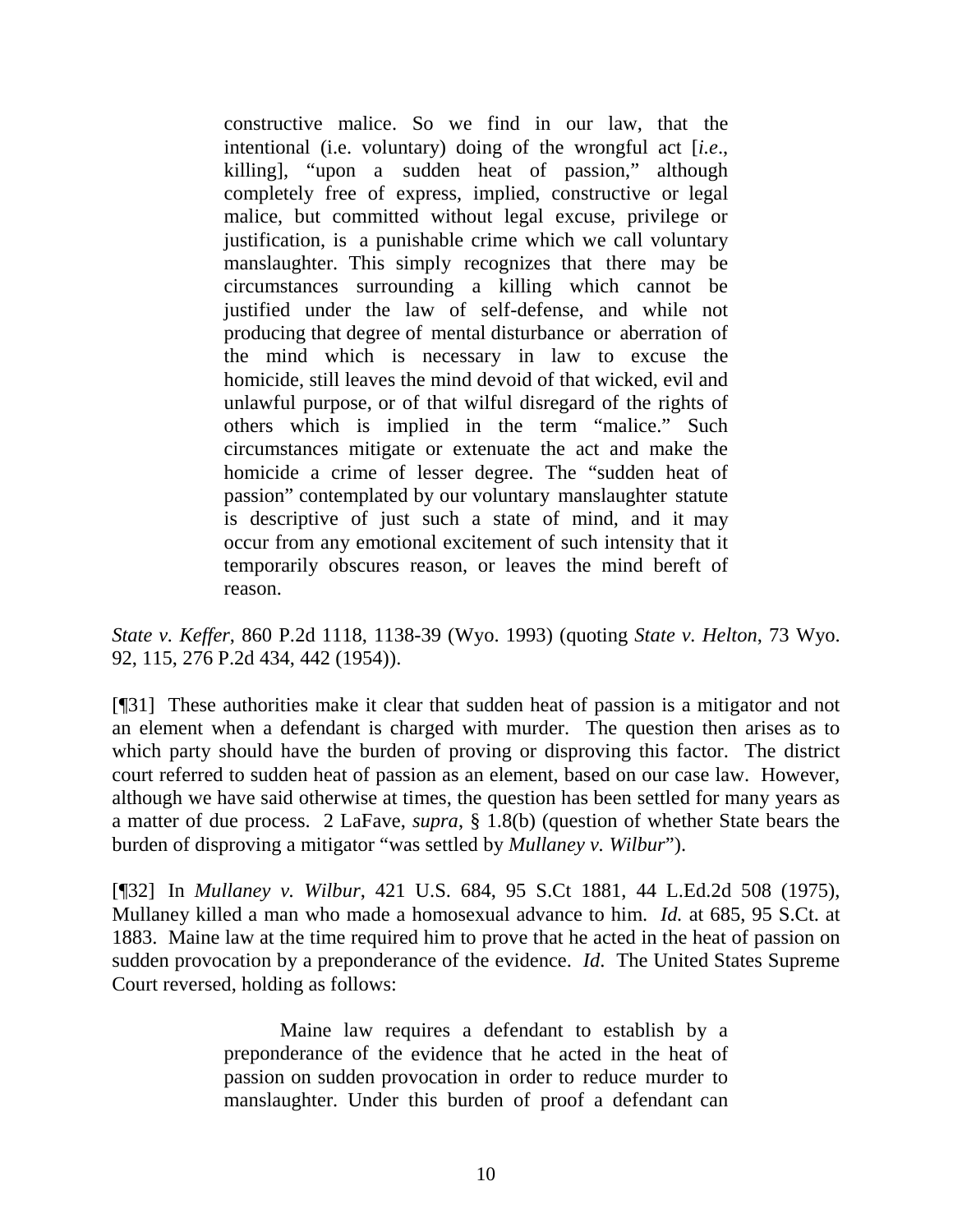> constructive malice. So we find in our law, that the intentional (i.e. voluntary) doing of the wrongful act [*i.e*., killing], "upon a sudden heat of passion," although completely free of express, implied, constructive or legal malice, but committed without legal excuse, privilege or justification, is a punishable crime which we call voluntary manslaughter. This simply recognizes that there may be circumstances surrounding a killing which cannot be justified under the law of self-defense, and while not producing that degree of mental disturbance or aberration of the mind which is necessary in law to excuse the homicide, still leaves the mind devoid of that wicked, evil and unlawful purpose, or of that wilful disregard of the rights of others which is implied in the term "malice." Such circumstances mitigate or extenuate the act and make the homicide a crime of lesser degree. The "sudden heat of passion" contemplated by our voluntary manslaughter statute is descriptive of just such a state of mind, and it may occur from any emotional excitement of such intensity that it temporarily obscures reason, or leaves the mind bereft of reason.

*State v. Keffer*, 860 P.2d 1118, 1138-39 (Wyo. 1993) (quoting *State v. Helton*, 73 Wyo. 92, 115, 276 P.2d 434, 442 (1954)).

[¶31] These authorities make it clear that sudden heat of passion is a mitigator and not an element when a defendant is charged with murder. The question then arises as to which party should have the burden of proving or disproving this factor. The district court referred to sudden heat of passion as an element, based on our case law. However, although we have said otherwise at times, the question has been settled for many years as a matter of due process. 2 LaFave, *supra*, § 1.8(b) (question of whether State bears the burden of disproving a mitigator "was settled by *Mullaney v. Wilbur*").

[¶32] In *Mullaney v. Wilbur*, 421 U.S. 684, 95 S.Ct 1881, 44 L.Ed.2d 508 (1975), Mullaney killed a man who made a homosexual advance to him. *Id.* at 685, 95 S.Ct. at 1883. Maine law at the time required him to prove that he acted in the heat of passion on sudden provocation by a preponderance of the evidence. *Id.* The United States Supreme Court reversed, holding as follows:

> Maine law requires a defendant to establish by a preponderance of the evidence that he acted in the heat of passion on sudden provocation in order to reduce murder to manslaughter. Under this burden of proof a defendant can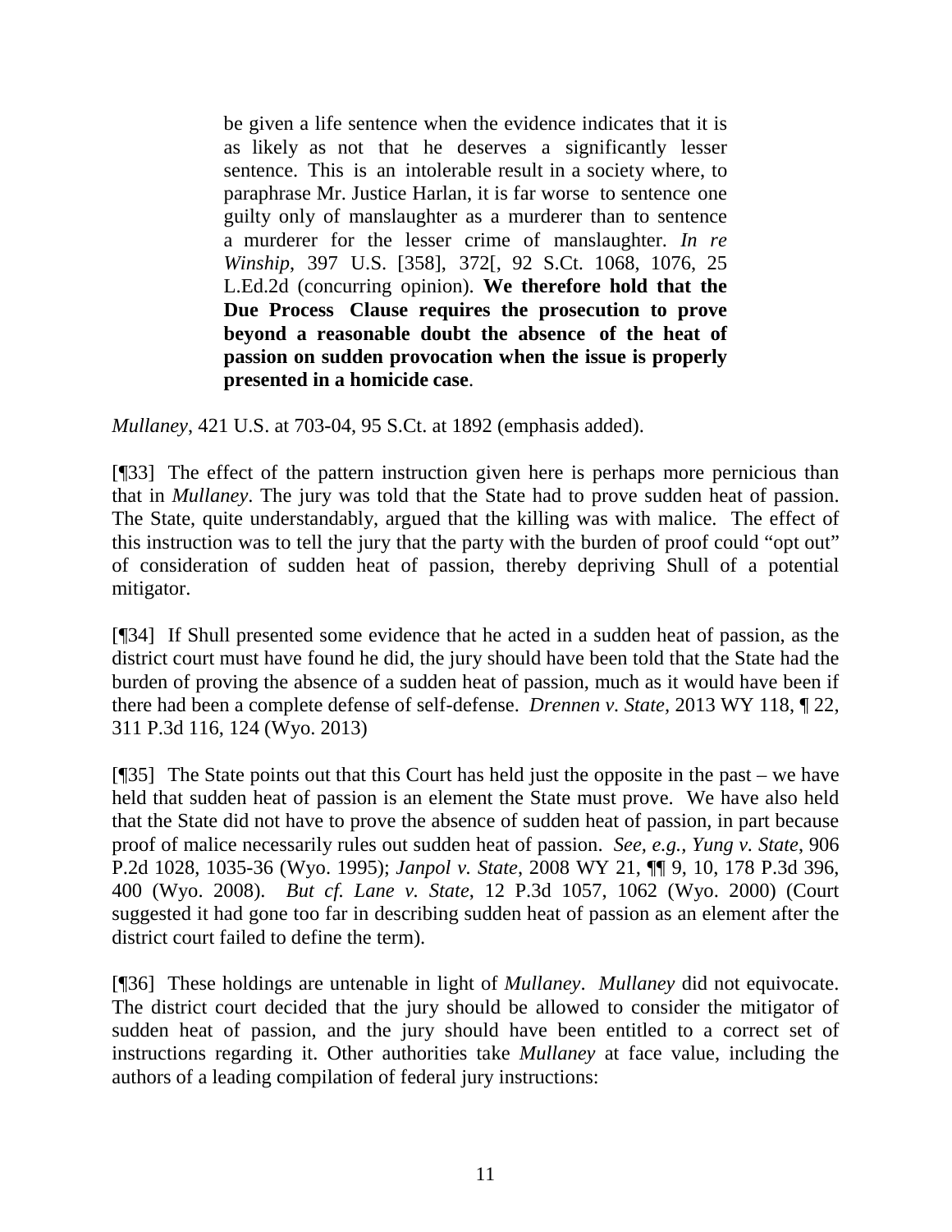> be given a life sentence when the evidence indicates that it is as likely as not that he deserves a significantly lesser sentence. This is an intolerable result in a society where, to paraphrase Mr. Justice Harlan, it is far worse to sentence one guilty only of manslaughter as a murderer than to sentence a murderer for the lesser crime of manslaughter. *In re Winship*, 397 U.S. [358], 372[, 92 S.Ct. 1068, 1076, 25 L.Ed.2d (concurring opinion). **We therefore hold that the Due Process Clause requires the prosecution to prove beyond a reasonable doubt the absence of the heat of passion on sudden provocation when the issue is properly presented in a homicide case**.

*Mullaney*, 421 U.S. at 703-04, 95 S.Ct. at 1892 (emphasis added).

[¶33] The effect of the pattern instruction given here is perhaps more pernicious than that in *Mullaney*. The jury was told that the State had to prove sudden heat of passion. The State, quite understandably, argued that the killing was with malice. The effect of this instruction was to tell the jury that the party with the burden of proof could "opt out" of consideration of sudden heat of passion, thereby depriving Shull of a potential mitigator.

[¶34] If Shull presented some evidence that he acted in a sudden heat of passion, as the district court must have found he did, the jury should have been told that the State had the burden of proving the absence of a sudden heat of passion, much as it would have been if there had been a complete defense of self-defense. *Drennen v. State*, 2013 WY 118, ¶ 22, 311 P.3d 116, 124 (Wyo. 2013)

[¶35] The State points out that this Court has held just the opposite in the past – we have held that sudden heat of passion is an element the State must prove. We have also held that the State did not have to prove the absence of sudden heat of passion, in part because proof of malice necessarily rules out sudden heat of passion. *See, e.g., Yung v. State*, 906 P.2d 1028, 1035-36 (Wyo. 1995); *Janpol v. State*, 2008 WY 21, ¶¶ 9, 10, 178 P.3d 396, 400 (Wyo. 2008). *But cf. Lane v. State*, 12 P.3d 1057, 1062 (Wyo. 2000) (Court suggested it had gone too far in describing sudden heat of passion as an element after the district court failed to define the term).

[¶36] These holdings are untenable in light of *Mullaney*. *Mullaney* did not equivocate. The district court decided that the jury should be allowed to consider the mitigator of sudden heat of passion, and the jury should have been entitled to a correct set of instructions regarding it. Other authorities take *Mullaney* at face value, including the authors of a leading compilation of federal jury instructions: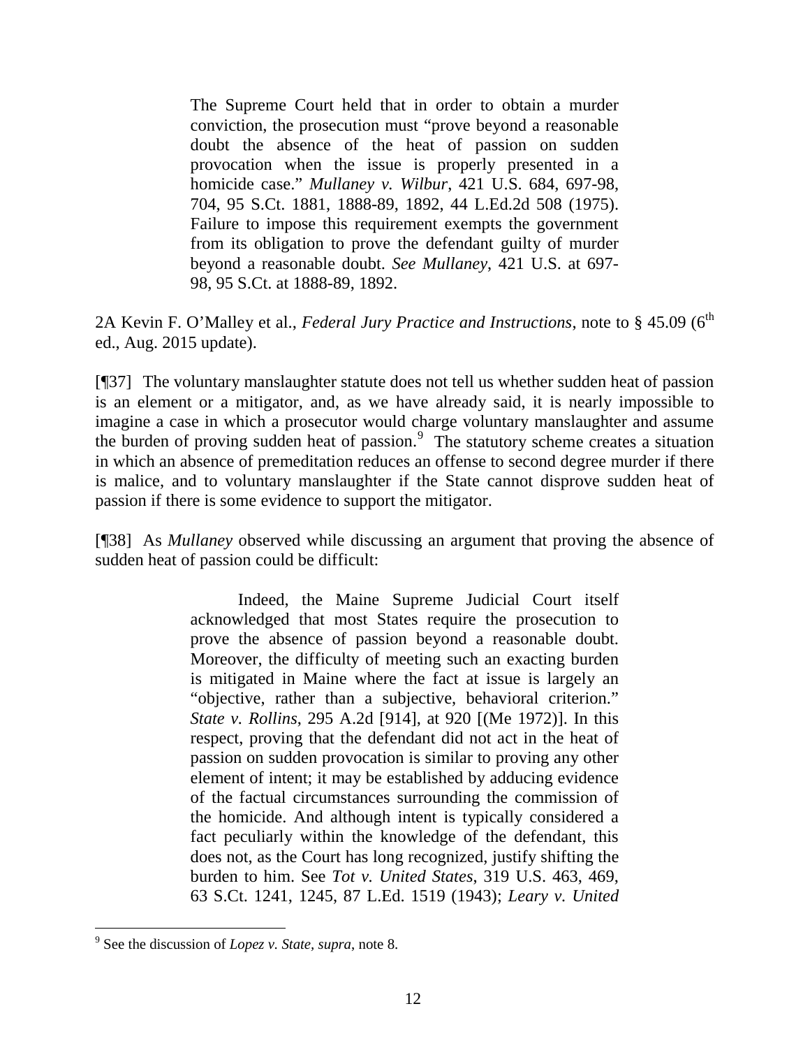> The Supreme Court held that in order to obtain a murder conviction, the prosecution must "prove beyond a reasonable doubt the absence of the heat of passion on sudden provocation when the issue is properly presented in a homicide case." *Mullaney v. Wilbur*, 421 U.S. 684, 697-98, 704, 95 S.Ct. 1881, 1888-89, 1892, 44 L.Ed.2d 508 (1975). Failure to impose this requirement exempts the government from its obligation to prove the defendant guilty of murder beyond a reasonable doubt. *See Mullaney*, 421 U.S. at 697-98, 95 S.Ct. at 1888-89, 1892.

2A Kevin F. O'Malley et al., *Federal Jury Practice and Instructions*, note to § 45.09 (6th ed., Aug. 2015 update).

[¶37] The voluntary manslaughter statute does not tell us whether sudden heat of passion is an element or a mitigator, and, as we have already said, it is nearly impossible to imagine a case in which a prosecutor would charge voluntary manslaughter and assume the burden of proving sudden heat of passion.[9] The statutory scheme creates a situation in which an absence of premeditation reduces an offense to second degree murder if there is malice, and to voluntary manslaughter if the State cannot disprove sudden heat of passion if there is some evidence to support the mitigator.

[¶38] As *Mullaney* observed while discussing an argument that proving the absence of sudden heat of passion could be difficult:

> Indeed, the Maine Supreme Judicial Court itself acknowledged that most States require the prosecution to prove the absence of passion beyond a reasonable doubt. Moreover, the difficulty of meeting such an exacting burden is mitigated in Maine where the fact at issue is largely an "objective, rather than a subjective, behavioral criterion." *State v. Rollins*, 295 A.2d [914], at 920 [(Me 1972)]. In this respect, proving that the defendant did not act in the heat of passion on sudden provocation is similar to proving any other element of intent; it may be established by adducing evidence of the factual circumstances surrounding the commission of the homicide. And although intent is typically considered a fact peculiarly within the knowledge of the defendant, this does not, as the Court has long recognized, justify shifting the burden to him. See *Tot v. United States*, 319 U.S. 463, 469, 63 S.Ct. 1241, 1245, 87 L.Ed. 1519 (1943); *Leary v. United*

---

[9] See the discussion of *Lopez v. State*, *supra*, note 8.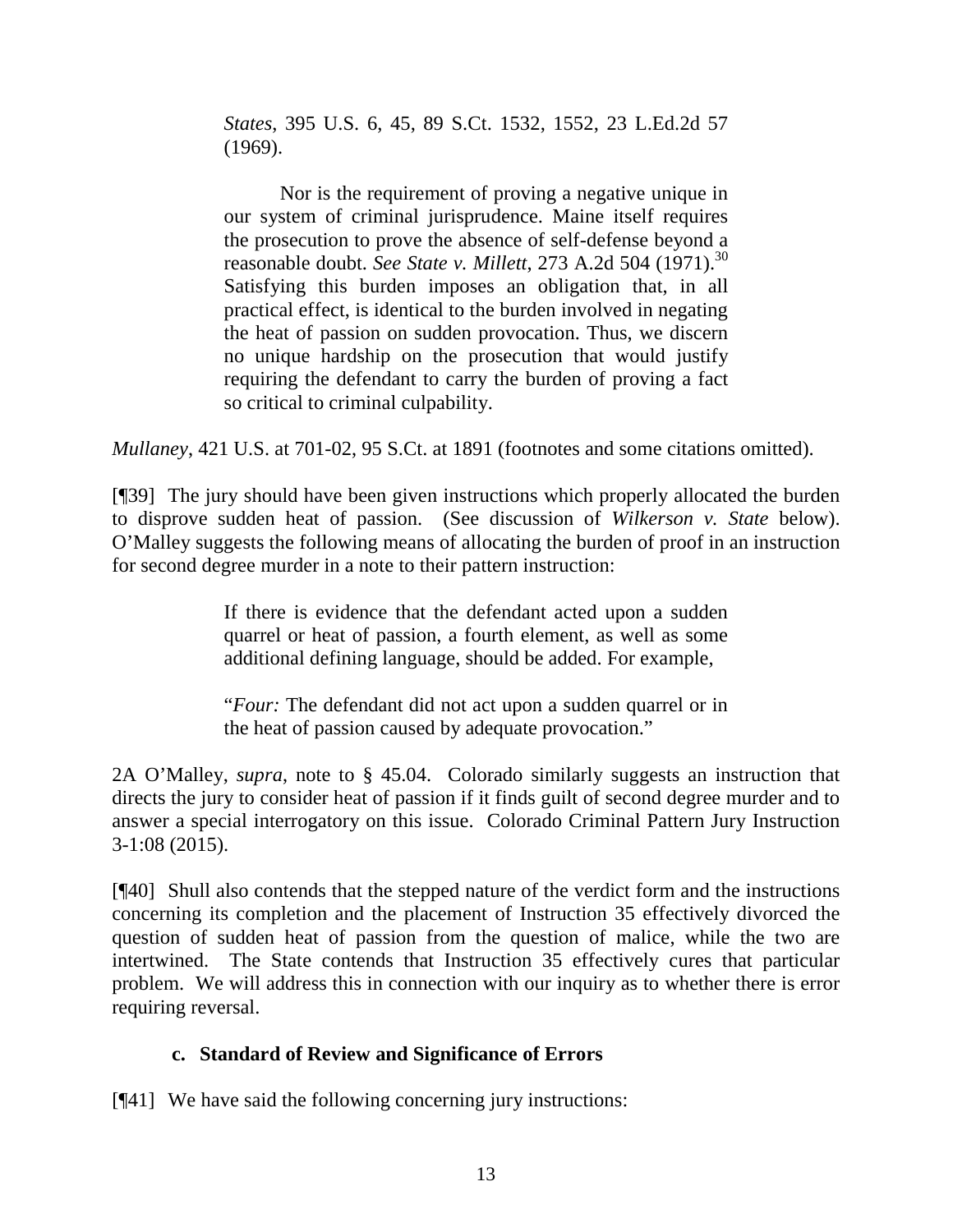> *States*, 395 U.S. 6, 45, 89 S.Ct. 1532, 1552, 23 L.Ed.2d 57 (1969).
>
> Nor is the requirement of proving a negative unique in our system of criminal jurisprudence. Maine itself requires the prosecution to prove the absence of self-defense beyond a reasonable doubt. *See State v. Millett*, 273 A.2d 504 (1971).[30] Satisfying this burden imposes an obligation that, in all practical effect, is identical to the burden involved in negating the heat of passion on sudden provocation. Thus, we discern no unique hardship on the prosecution that would justify requiring the defendant to carry the burden of proving a fact so critical to criminal culpability.

*Mullaney*, 421 U.S. at 701-02, 95 S.Ct. at 1891 (footnotes and some citations omitted).

[¶39] The jury should have been given instructions which properly allocated the burden to disprove sudden heat of passion. (See discussion of *Wilkerson v. State* below). O'Malley suggests the following means of allocating the burden of proof in an instruction for second degree murder in a note to their pattern instruction:

> If there is evidence that the defendant acted upon a sudden quarrel or heat of passion, a fourth element, as well as some additional defining language, should be added. For example,
>
> "*Four:* The defendant did not act upon a sudden quarrel or in the heat of passion caused by adequate provocation."

2A O'Malley, *supra*, note to § 45.04. Colorado similarly suggests an instruction that directs the jury to consider heat of passion if it finds guilt of second degree murder and to answer a special interrogatory on this issue. Colorado Criminal Pattern Jury Instruction 3-1:08 (2015).

[¶40] Shull also contends that the stepped nature of the verdict form and the instructions concerning its completion and the placement of Instruction 35 effectively divorced the question of sudden heat of passion from the question of malice, while the two are intertwined. The State contends that Instruction 35 effectively cures that particular problem. We will address this in connection with our inquiry as to whether there is error requiring reversal.

### c. Standard of Review and Significance of Errors

[¶41] We have said the following concerning jury instructions: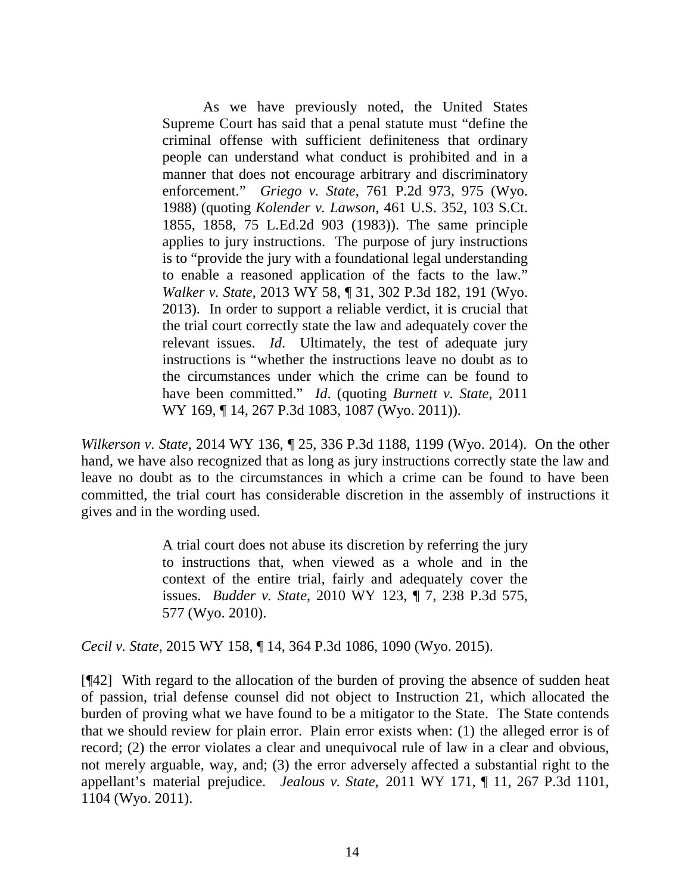> As we have previously noted, the United States Supreme Court has said that a penal statute must "define the criminal offense with sufficient definiteness that ordinary people can understand what conduct is prohibited and in a manner that does not encourage arbitrary and discriminatory enforcement." *Griego v. State*, 761 P.2d 973, 975 (Wyo. 1988) (quoting *Kolender v. Lawson*, 461 U.S. 352, 103 S.Ct. 1855, 1858, 75 L.Ed.2d 903 (1983)). The same principle applies to jury instructions. The purpose of jury instructions is to "provide the jury with a foundational legal understanding to enable a reasoned application of the facts to the law." *Walker v. State*, 2013 WY 58, ¶ 31, 302 P.3d 182, 191 (Wyo. 2013). In order to support a reliable verdict, it is crucial that the trial court correctly state the law and adequately cover the relevant issues. *Id*. Ultimately, the test of adequate jury instructions is "whether the instructions leave no doubt as to the circumstances under which the crime can be found to have been committed." *Id*. (quoting *Burnett v. State*, 2011 WY 169, ¶ 14, 267 P.3d 1083, 1087 (Wyo. 2011)).

*Wilkerson v. State*, 2014 WY 136, ¶ 25, 336 P.3d 1188, 1199 (Wyo. 2014). On the other hand, we have also recognized that as long as jury instructions correctly state the law and leave no doubt as to the circumstances in which a crime can be found to have been committed, the trial court has considerable discretion in the assembly of instructions it gives and in the wording used.

> A trial court does not abuse its discretion by referring the jury to instructions that, when viewed as a whole and in the context of the entire trial, fairly and adequately cover the issues. *Budder v. State*, 2010 WY 123, ¶ 7, 238 P.3d 575, 577 (Wyo. 2010).

*Cecil v. State*, 2015 WY 158, ¶ 14, 364 P.3d 1086, 1090 (Wyo. 2015).

[¶42] With regard to the allocation of the burden of proving the absence of sudden heat of passion, trial defense counsel did not object to Instruction 21, which allocated the burden of proving what we have found to be a mitigator to the State. The State contends that we should review for plain error. Plain error exists when: (1) the alleged error is of record; (2) the error violates a clear and unequivocal rule of law in a clear and obvious, not merely arguable, way, and; (3) the error adversely affected a substantial right to the appellant's material prejudice. *Jealous v. State*, 2011 WY 171, ¶ 11, 267 P.3d 1101, 1104 (Wyo. 2011).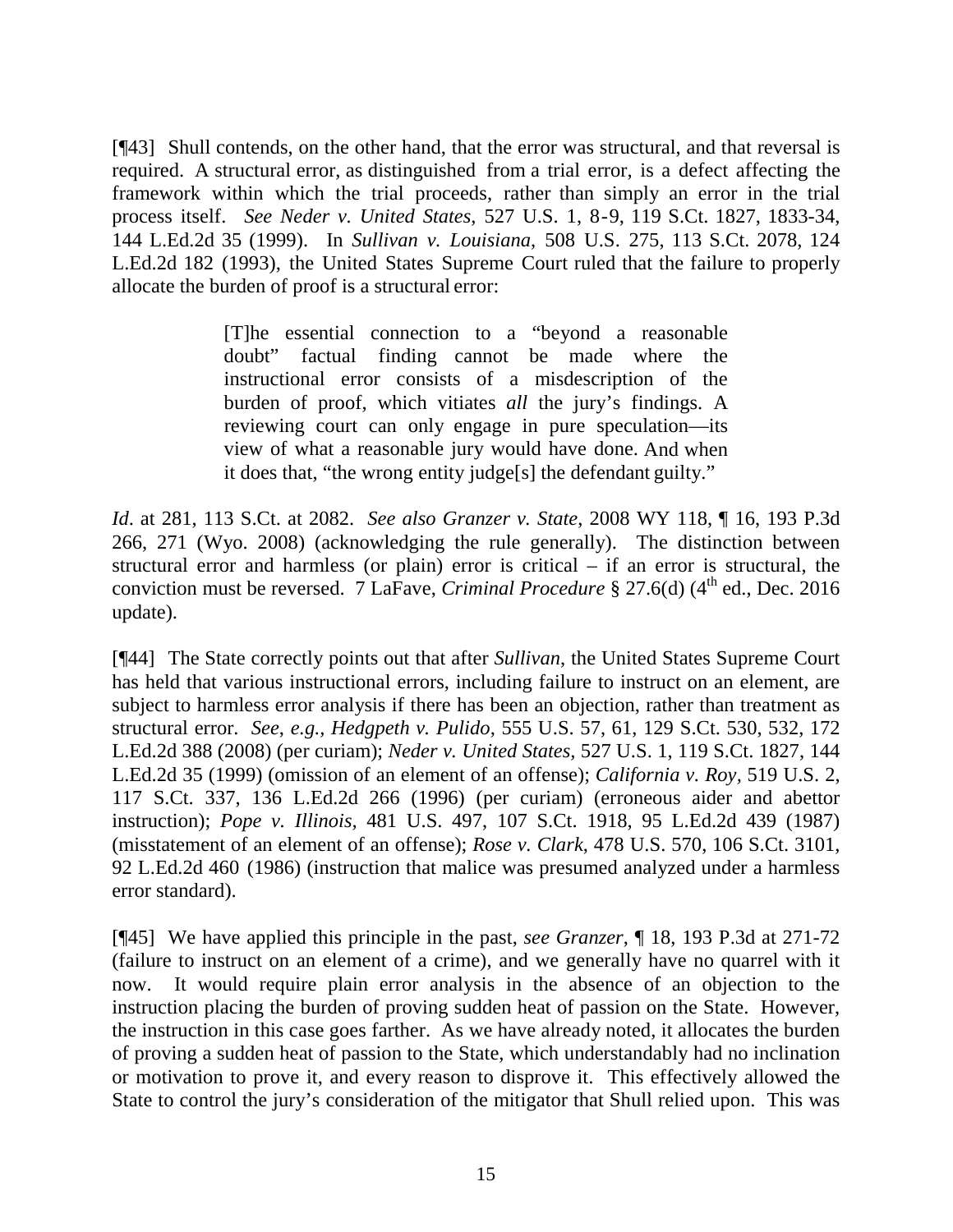[¶43] Shull contends, on the other hand, that the error was structural, and that reversal is required. A structural error, as distinguished from a trial error, is a defect affecting the framework within which the trial proceeds, rather than simply an error in the trial process itself. *See Neder v. United States*, 527 U.S. 1, 8-9, 119 S.Ct. 1827, 1833-34, 144 L.Ed.2d 35 (1999). In *Sullivan v. Louisiana*, 508 U.S. 275, 113 S.Ct. 2078, 124 L.Ed.2d 182 (1993), the United States Supreme Court ruled that the failure to properly allocate the burden of proof is a structural error:

> [T]he essential connection to a "beyond a reasonable doubt" factual finding cannot be made where the instructional error consists of a misdescription of the burden of proof, which vitiates *all* the jury's findings. A reviewing court can only engage in pure speculation—its view of what a reasonable jury would have done. And when it does that, "the wrong entity judge[s] the defendant guilty."

*Id*. at 281, 113 S.Ct. at 2082. *See also Granzer v. State*, 2008 WY 118, ¶ 16, 193 P.3d 266, 271 (Wyo. 2008) (acknowledging the rule generally). The distinction between structural error and harmless (or plain) error is critical – if an error is structural, the conviction must be reversed. 7 LaFave, *Criminal Procedure* § 27.6(d) (4th ed., Dec. 2016 update).

[¶44] The State correctly points out that after *Sullivan*, the United States Supreme Court has held that various instructional errors, including failure to instruct on an element, are subject to harmless error analysis if there has been an objection, rather than treatment as structural error. *See*, *e.g.*, *Hedgpeth v. Pulido*, 555 U.S. 57, 61, 129 S.Ct. 530, 532, 172 L.Ed.2d 388 (2008) (per curiam); *Neder v. United States*, 527 U.S. 1, 119 S.Ct. 1827, 144 L.Ed.2d 35 (1999) (omission of an element of an offense); *California v. Roy*, 519 U.S. 2, 117 S.Ct. 337, 136 L.Ed.2d 266 (1996) (per curiam) (erroneous aider and abettor instruction); *Pope v. Illinois*, 481 U.S. 497, 107 S.Ct. 1918, 95 L.Ed.2d 439 (1987) (misstatement of an element of an offense); *Rose v. Clark*, 478 U.S. 570, 106 S.Ct. 3101, 92 L.Ed.2d 460 (1986) (instruction that malice was presumed analyzed under a harmless error standard).

[¶45] We have applied this principle in the past, *see Granzer*, ¶ 18, 193 P.3d at 271-72 (failure to instruct on an element of a crime), and we generally have no quarrel with it now. It would require plain error analysis in the absence of an objection to the instruction placing the burden of proving sudden heat of passion on the State. However, the instruction in this case goes farther. As we have already noted, it allocates the burden of proving a sudden heat of passion to the State, which understandably had no inclination or motivation to prove it, and every reason to disprove it. This effectively allowed the State to control the jury's consideration of the mitigator that Shull relied upon. This was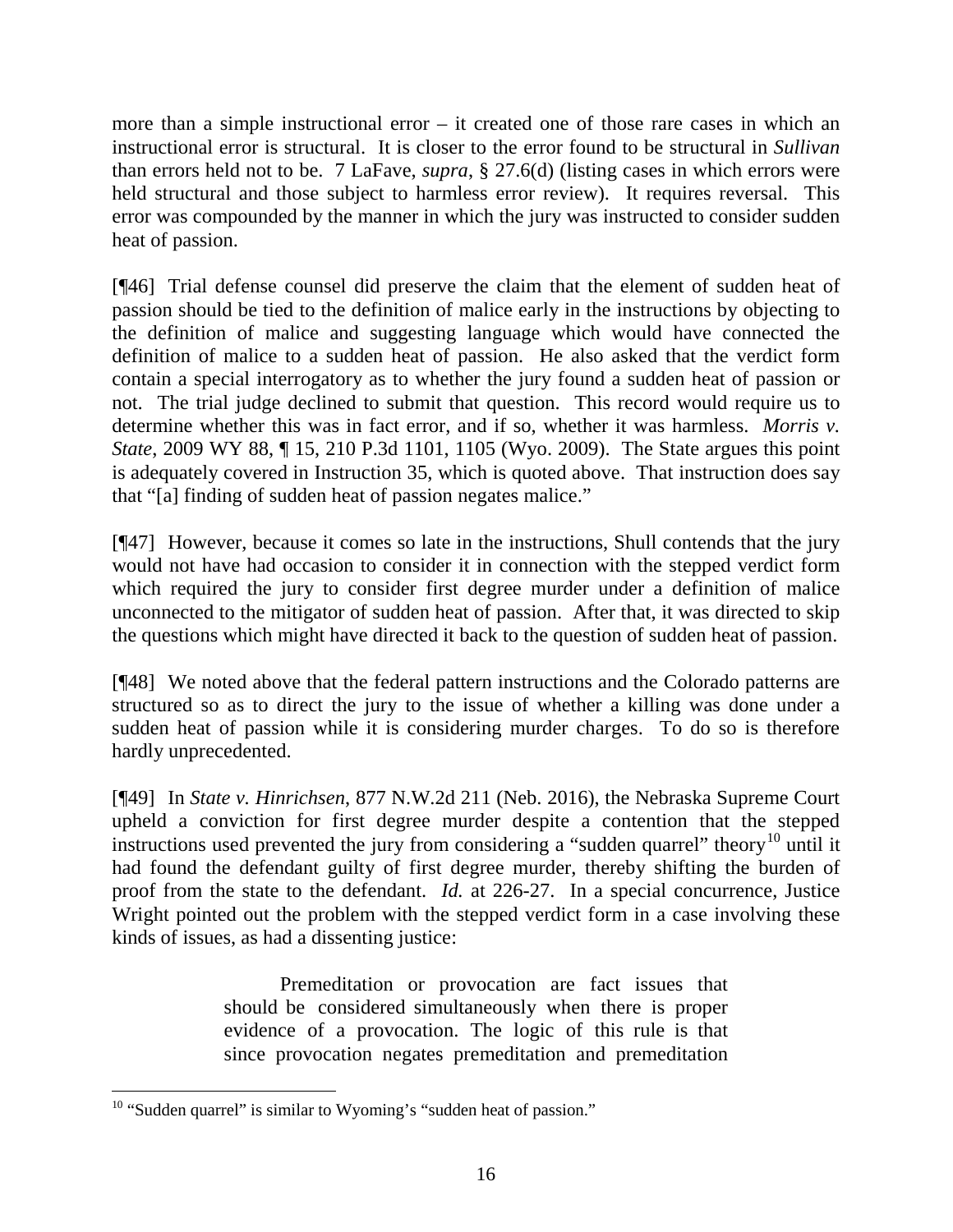more than a simple instructional error – it created one of those rare cases in which an instructional error is structural. It is closer to the error found to be structural in *Sullivan* than errors held not to be. 7 LaFave, *supra*, § 27.6(d) (listing cases in which errors were held structural and those subject to harmless error review). It requires reversal. This error was compounded by the manner in which the jury was instructed to consider sudden heat of passion.

[¶46] Trial defense counsel did preserve the claim that the element of sudden heat of passion should be tied to the definition of malice early in the instructions by objecting to the definition of malice and suggesting language which would have connected the definition of malice to a sudden heat of passion. He also asked that the verdict form contain a special interrogatory as to whether the jury found a sudden heat of passion or not. The trial judge declined to submit that question. This record would require us to determine whether this was in fact error, and if so, whether it was harmless. *Morris v. State*, 2009 WY 88, ¶ 15, 210 P.3d 1101, 1105 (Wyo. 2009). The State argues this point is adequately covered in Instruction 35, which is quoted above. That instruction does say that "[a] finding of sudden heat of passion negates malice."

[¶47] However, because it comes so late in the instructions, Shull contends that the jury would not have had occasion to consider it in connection with the stepped verdict form which required the jury to consider first degree murder under a definition of malice unconnected to the mitigator of sudden heat of passion. After that, it was directed to skip the questions which might have directed it back to the question of sudden heat of passion.

[¶48] We noted above that the federal pattern instructions and the Colorado patterns are structured so as to direct the jury to the issue of whether a killing was done under a sudden heat of passion while it is considering murder charges. To do so is therefore hardly unprecedented.

[¶49] In *State v. Hinrichsen*, 877 N.W.2d 211 (Neb. 2016), the Nebraska Supreme Court upheld a conviction for first degree murder despite a contention that the stepped instructions used prevented the jury from considering a "sudden quarrel" theory[10] until it had found the defendant guilty of first degree murder, thereby shifting the burden of proof from the state to the defendant. *Id.* at 226-27. In a special concurrence, Justice Wright pointed out the problem with the stepped verdict form in a case involving these kinds of issues, as had a dissenting justice:

> Premeditation or provocation are fact issues that should be considered simultaneously when there is proper evidence of a provocation. The logic of this rule is that since provocation negates premeditation and premeditation

[10] "Sudden quarrel" is similar to Wyoming's "sudden heat of passion."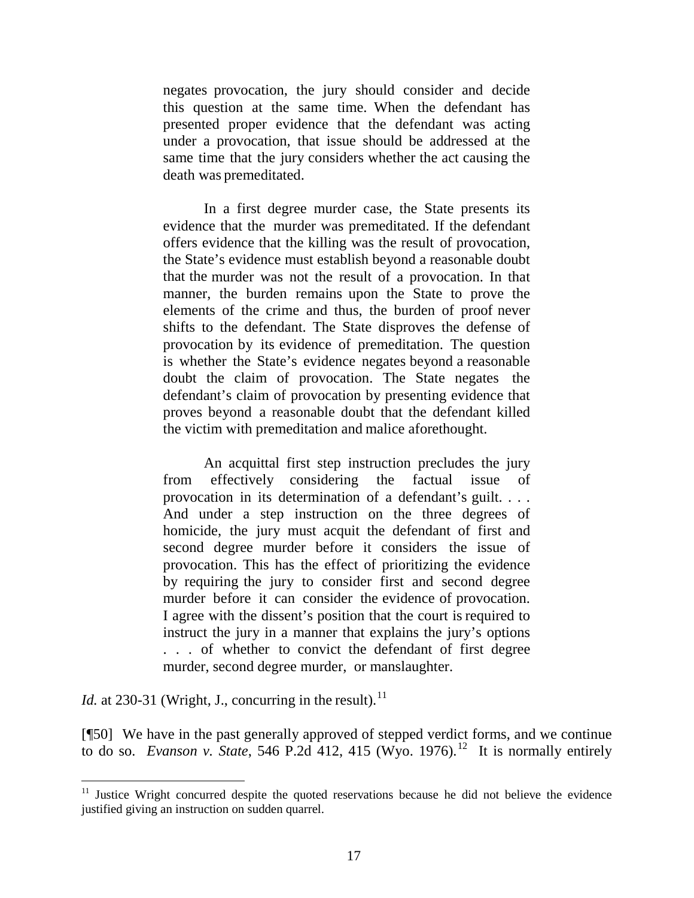> negates provocation, the jury should consider and decide this question at the same time. When the defendant has presented proper evidence that the defendant was acting under a provocation, that issue should be addressed at the same time that the jury considers whether the act causing the death was premeditated.
>
> In a first degree murder case, the State presents its evidence that the murder was premeditated. If the defendant offers evidence that the killing was the result of provocation, the State's evidence must establish beyond a reasonable doubt that the murder was not the result of a provocation. In that manner, the burden remains upon the State to prove the elements of the crime and thus, the burden of proof never shifts to the defendant. The State disproves the defense of provocation by its evidence of premeditation. The question is whether the State's evidence negates beyond a reasonable doubt the claim of provocation. The State negates the defendant's claim of provocation by presenting evidence that proves beyond a reasonable doubt that the defendant killed the victim with premeditation and malice aforethought.
>
> An acquittal first step instruction precludes the jury from effectively considering the factual issue of provocation in its determination of a defendant's guilt. . . . And under a step instruction on the three degrees of homicide, the jury must acquit the defendant of first and second degree murder before it considers the issue of provocation. This has the effect of prioritizing the evidence by requiring the jury to consider first and second degree murder before it can consider the evidence of provocation. I agree with the dissent's position that the court is required to instruct the jury in a manner that explains the jury's options . . . of whether to convict the defendant of first degree murder, second degree murder, or manslaughter.

*Id.* at 230-31 (Wright, J., concurring in the result).[11]

[¶50] We have in the past generally approved of stepped verdict forms, and we continue to do so. *Evanson v. State*, 546 P.2d 412, 415 (Wyo. 1976).[12] It is normally entirely

---

[11] Justice Wright concurred despite the quoted reservations because he did not believe the evidence justified giving an instruction on sudden quarrel.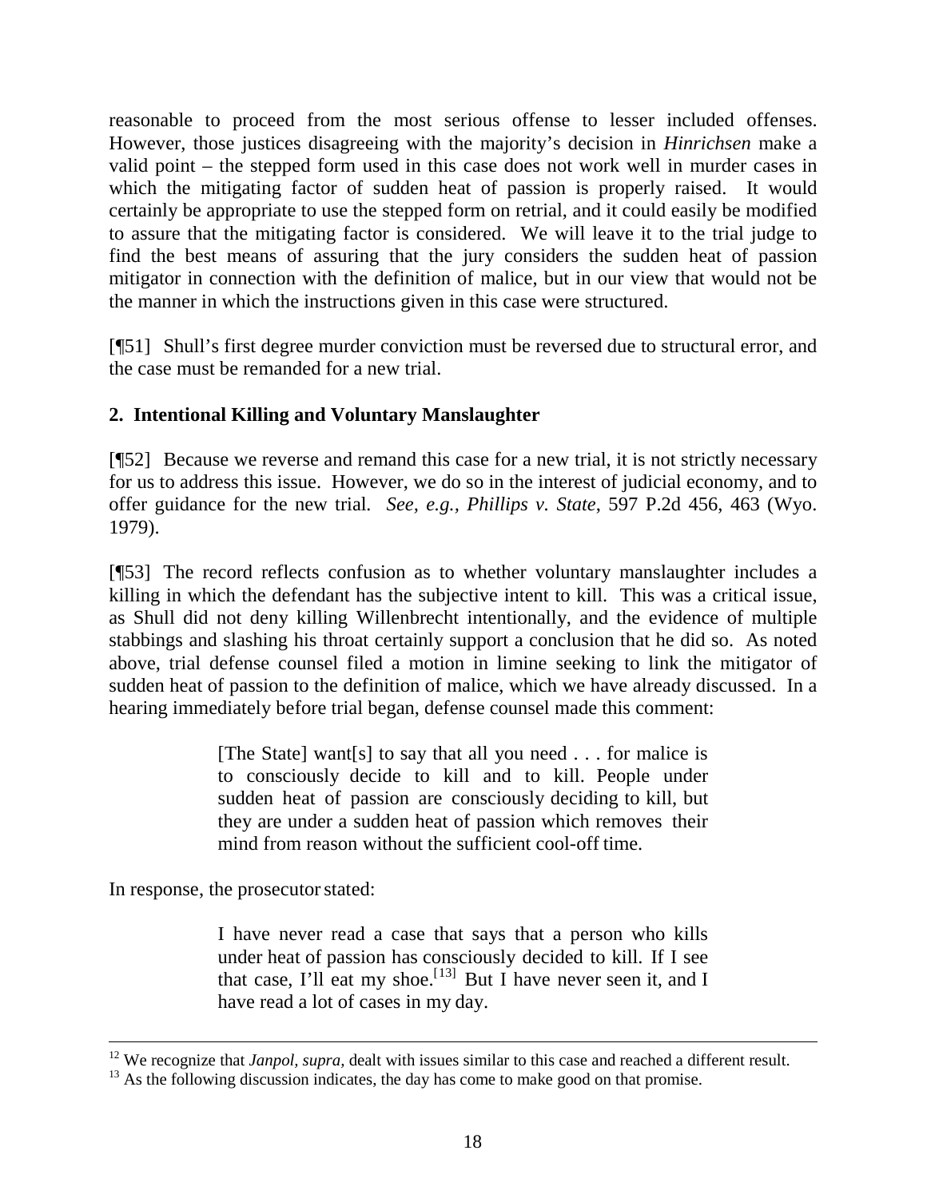reasonable to proceed from the most serious offense to lesser included offenses. However, those justices disagreeing with the majority's decision in *Hinrichsen* make a valid point – the stepped form used in this case does not work well in murder cases in which the mitigating factor of sudden heat of passion is properly raised. It would certainly be appropriate to use the stepped form on retrial, and it could easily be modified to assure that the mitigating factor is considered. We will leave it to the trial judge to find the best means of assuring that the jury considers the sudden heat of passion mitigator in connection with the definition of malice, but in our view that would not be the manner in which the instructions given in this case were structured.

[¶51] Shull's first degree murder conviction must be reversed due to structural error, and the case must be remanded for a new trial.

### 2. Intentional Killing and Voluntary Manslaughter

[¶52] Because we reverse and remand this case for a new trial, it is not strictly necessary for us to address this issue. However, we do so in the interest of judicial economy, and to offer guidance for the new trial. *See, e.g., Phillips v. State*, 597 P.2d 456, 463 (Wyo. 1979).

[¶53] The record reflects confusion as to whether voluntary manslaughter includes a killing in which the defendant has the subjective intent to kill. This was a critical issue, as Shull did not deny killing Willenbrecht intentionally, and the evidence of multiple stabbings and slashing his throat certainly support a conclusion that he did so. As noted above, trial defense counsel filed a motion in limine seeking to link the mitigator of sudden heat of passion to the definition of malice, which we have already discussed. In a hearing immediately before trial began, defense counsel made this comment:

> [The State] want[s] to say that all you need . . . for malice is to consciously decide to kill and to kill. People under sudden heat of passion are consciously deciding to kill, but they are under a sudden heat of passion which removes their mind from reason without the sufficient cool-off time.

In response, the prosecutor stated:

> I have never read a case that says that a person who kills under heat of passion has consciously decided to kill. If I see that case, I'll eat my shoe.[13] But I have never seen it, and I have read a lot of cases in my day.

---

[12] We recognize that *Janpol, supra,* dealt with issues similar to this case and reached a different result.

[13] As the following discussion indicates, the day has come to make good on that promise.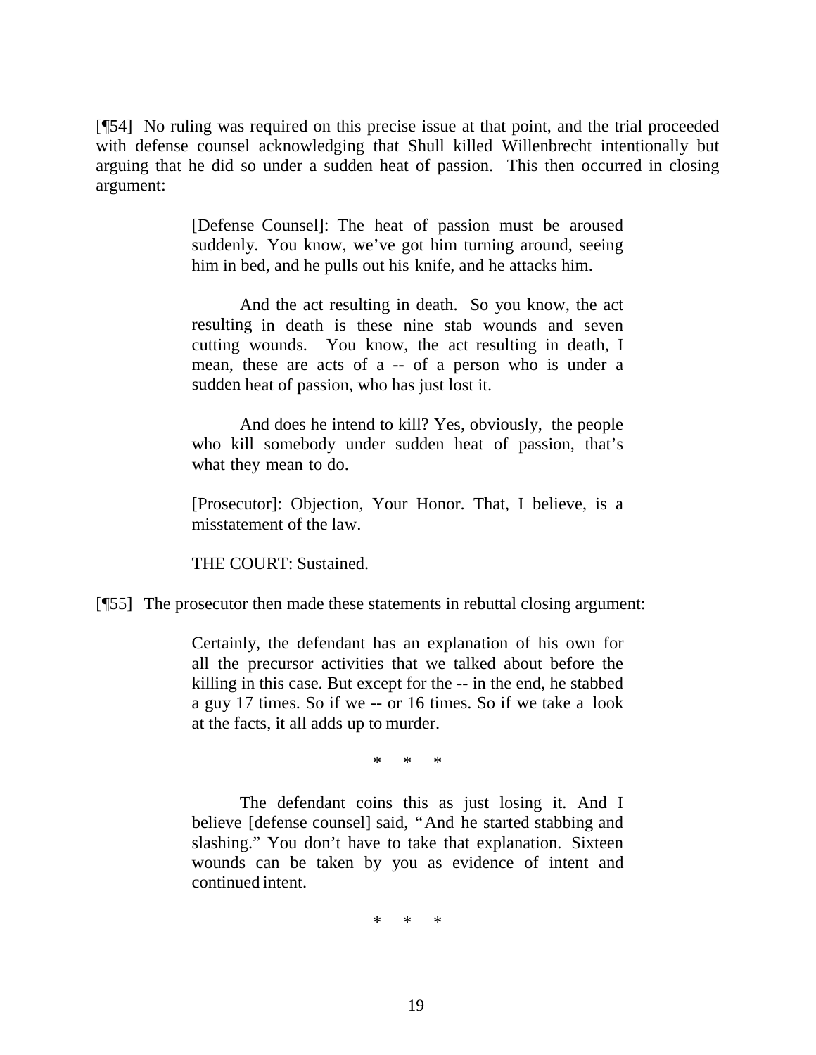[¶54] No ruling was required on this precise issue at that point, and the trial proceeded with defense counsel acknowledging that Shull killed Willenbrecht intentionally but arguing that he did so under a sudden heat of passion. This then occurred in closing argument:

> [Defense Counsel]: The heat of passion must be aroused suddenly. You know, we've got him turning around, seeing him in bed, and he pulls out his knife, and he attacks him.
>
> And the act resulting in death. So you know, the act resulting in death is these nine stab wounds and seven cutting wounds. You know, the act resulting in death, I mean, these are acts of a -- of a person who is under a sudden heat of passion, who has just lost it.
>
> And does he intend to kill? Yes, obviously, the people who kill somebody under sudden heat of passion, that's what they mean to do.
>
> [Prosecutor]: Objection, Your Honor. That, I believe, is a misstatement of the law.
>
> THE COURT: Sustained.

[¶55] The prosecutor then made these statements in rebuttal closing argument:

> Certainly, the defendant has an explanation of his own for all the precursor activities that we talked about before the killing in this case. But except for the -- in the end, he stabbed a guy 17 times. So if we -- or 16 times. So if we take a look at the facts, it all adds up to murder.
>
> \* \* \*
>
> The defendant coins this as just losing it. And I believe [defense counsel] said, "And he started stabbing and slashing." You don't have to take that explanation. Sixteen wounds can be taken by you as evidence of intent and continued intent.
>
> \* \* \*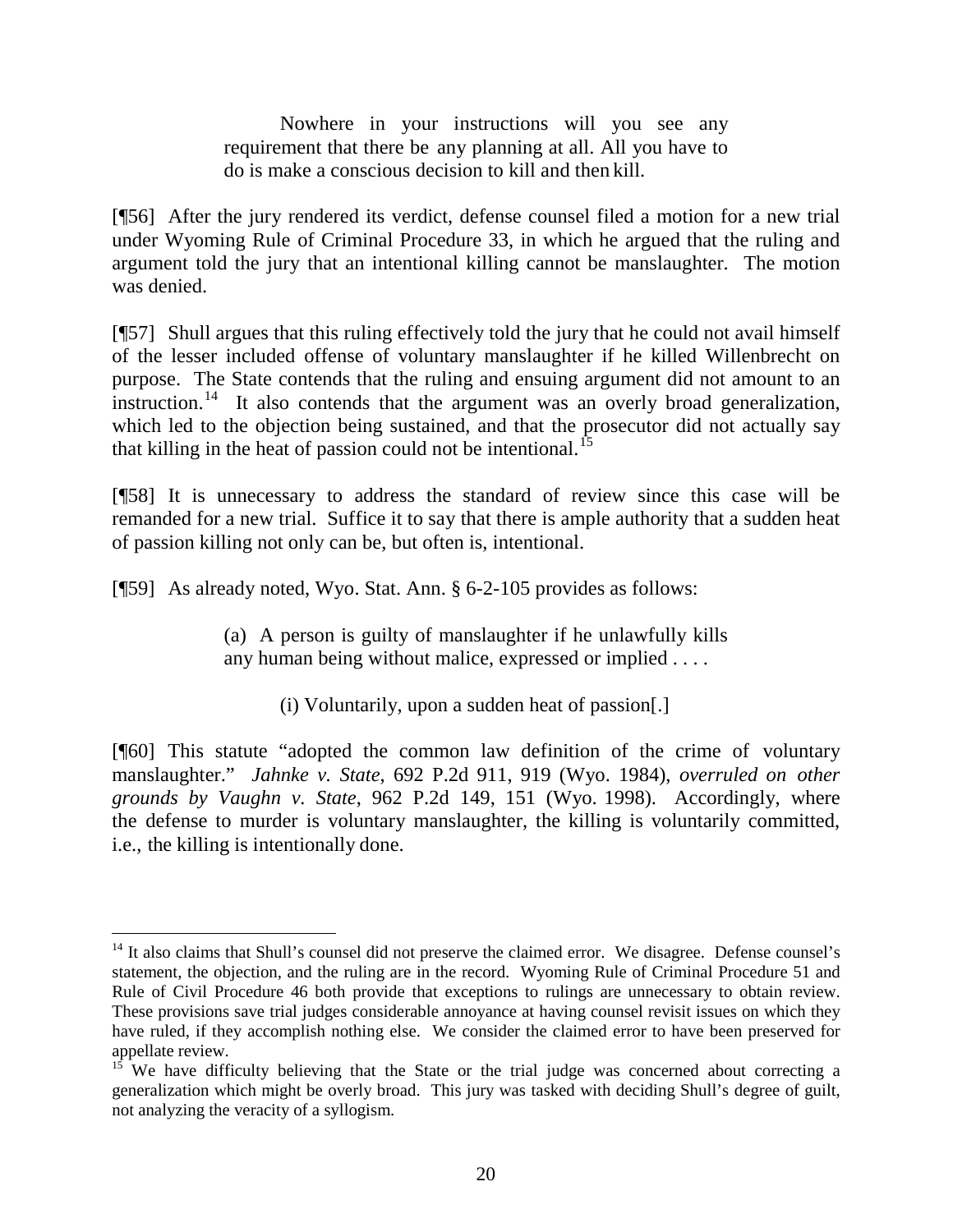> Nowhere in your instructions will you see any requirement that there be any planning at all. All you have to do is make a conscious decision to kill and then kill.

[¶56] After the jury rendered its verdict, defense counsel filed a motion for a new trial under Wyoming Rule of Criminal Procedure 33, in which he argued that the ruling and argument told the jury that an intentional killing cannot be manslaughter. The motion was denied.

[¶57] Shull argues that this ruling effectively told the jury that he could not avail himself of the lesser included offense of voluntary manslaughter if he killed Willenbrecht on purpose. The State contends that the ruling and ensuing argument did not amount to an instruction.[14] It also contends that the argument was an overly broad generalization, which led to the objection being sustained, and that the prosecutor did not actually say that killing in the heat of passion could not be intentional.[15]

[¶58] It is unnecessary to address the standard of review since this case will be remanded for a new trial. Suffice it to say that there is ample authority that a sudden heat of passion killing not only can be, but often is, intentional.

[¶59] As already noted, Wyo. Stat. Ann. § 6-2-105 provides as follows:

> (a) A person is guilty of manslaughter if he unlawfully kills any human being without malice, expressed or implied . . . .
>
> (i) Voluntarily, upon a sudden heat of passion[.]

[¶60] This statute "adopted the common law definition of the crime of voluntary manslaughter." *Jahnke v. State*, 692 P.2d 911, 919 (Wyo. 1984), *overruled on other grounds by Vaughn v. State*, 962 P.2d 149, 151 (Wyo. 1998). Accordingly, where the defense to murder is voluntary manslaughter, the killing is voluntarily committed, i.e., the killing is intentionally done.

---

[14] It also claims that Shull's counsel did not preserve the claimed error. We disagree. Defense counsel's statement, the objection, and the ruling are in the record. Wyoming Rule of Criminal Procedure 51 and Rule of Civil Procedure 46 both provide that exceptions to rulings are unnecessary to obtain review. These provisions save trial judges considerable annoyance at having counsel revisit issues on which they have ruled, if they accomplish nothing else. We consider the claimed error to have been preserved for appellate review.

[15] We have difficulty believing that the State or the trial judge was concerned about correcting a generalization which might be overly broad. This jury was tasked with deciding Shull's degree of guilt, not analyzing the veracity of a syllogism.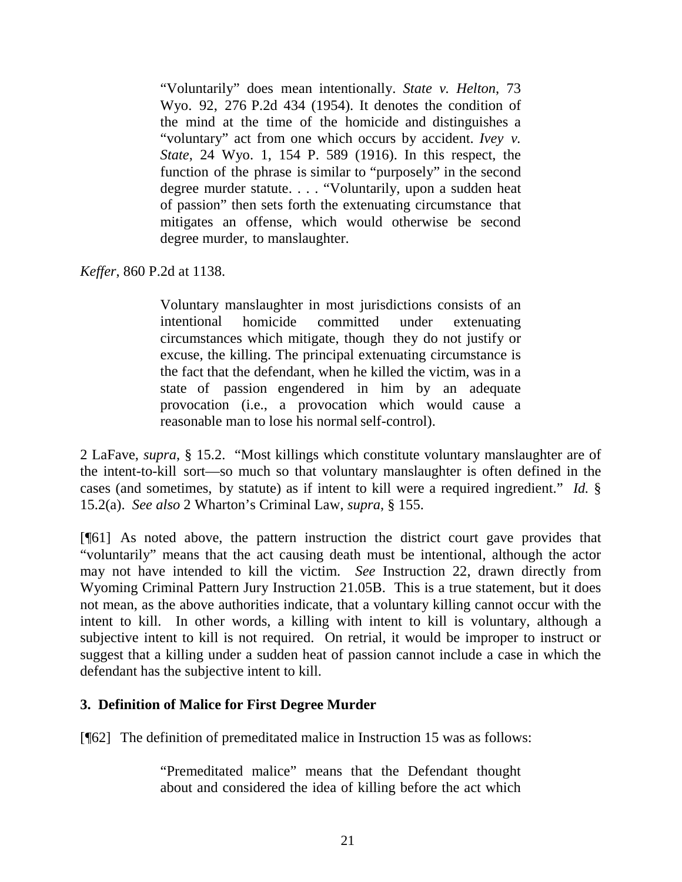> "Voluntarily" does mean intentionally. *State v. Helton*, 73 Wyo. 92, 276 P.2d 434 (1954). It denotes the condition of the mind at the time of the homicide and distinguishes a "voluntary" act from one which occurs by accident. *Ivey v. State*, 24 Wyo. 1, 154 P. 589 (1916). In this respect, the function of the phrase is similar to "purposely" in the second degree murder statute. . . . "Voluntarily, upon a sudden heat of passion" then sets forth the extenuating circumstance that mitigates an offense, which would otherwise be second degree murder, to manslaughter.

*Keffer*, 860 P.2d at 1138.

> Voluntary manslaughter in most jurisdictions consists of an intentional homicide committed under extenuating circumstances which mitigate, though they do not justify or excuse, the killing. The principal extenuating circumstance is the fact that the defendant, when he killed the victim, was in a state of passion engendered in him by an adequate provocation (i.e., a provocation which would cause a reasonable man to lose his normal self-control).

2 LaFave, *supra*, § 15.2. "Most killings which constitute voluntary manslaughter are of the intent-to-kill sort—so much so that voluntary manslaughter is often defined in the cases (and sometimes, by statute) as if intent to kill were a required ingredient." *Id.* § 15.2(a). *See also* 2 Wharton's Criminal Law, *supra*, § 155.

[¶61] As noted above, the pattern instruction the district court gave provides that "voluntarily" means that the act causing death must be intentional, although the actor may not have intended to kill the victim. *See* Instruction 22, drawn directly from Wyoming Criminal Pattern Jury Instruction 21.05B. This is a true statement, but it does not mean, as the above authorities indicate, that a voluntary killing cannot occur with the intent to kill. In other words, a killing with intent to kill is voluntary, although a subjective intent to kill is not required. On retrial, it would be improper to instruct or suggest that a killing under a sudden heat of passion cannot include a case in which the defendant has the subjective intent to kill.

### 3. Definition of Malice for First Degree Murder

[¶62] The definition of premeditated malice in Instruction 15 was as follows:

> "Premeditated malice" means that the Defendant thought about and considered the idea of killing before the act which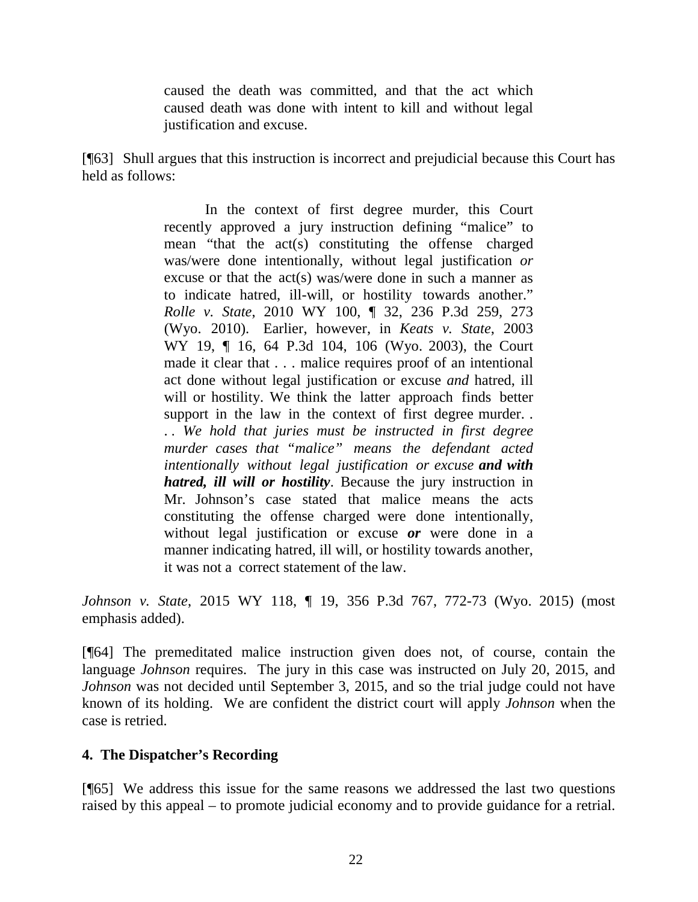> caused the death was committed, and that the act which caused death was done with intent to kill and without legal justification and excuse.

[¶63] Shull argues that this instruction is incorrect and prejudicial because this Court has held as follows:

> In the context of first degree murder, this Court recently approved a jury instruction defining "malice" to mean "that the act(s) constituting the offense charged was/were done intentionally, without legal justification *or* excuse or that the act(s) was/were done in such a manner as to indicate hatred, ill-will, or hostility towards another." *Rolle v. State*, 2010 WY 100, ¶ 32, 236 P.3d 259, 273 (Wyo. 2010). Earlier, however, in *Keats v. State*, 2003 WY 19, ¶ 16, 64 P.3d 104, 106 (Wyo. 2003), the Court made it clear that . . . malice requires proof of an intentional act done without legal justification or excuse *and* hatred, ill will or hostility. We think the latter approach finds better support in the law in the context of first degree murder. . . . *We hold that juries must be instructed in first degree murder cases that "malice" means the defendant acted intentionally without legal justification or excuse* ***and with hatred, ill will or hostility***. Because the jury instruction in Mr. Johnson's case stated that malice means the acts constituting the offense charged were done intentionally, without legal justification or excuse ***or*** were done in a manner indicating hatred, ill will, or hostility towards another, it was not a correct statement of the law.

*Johnson v. State*, 2015 WY 118, ¶ 19, 356 P.3d 767, 772-73 (Wyo. 2015) (most emphasis added).

[¶64] The premeditated malice instruction given does not, of course, contain the language *Johnson* requires. The jury in this case was instructed on July 20, 2015, and *Johnson* was not decided until September 3, 2015, and so the trial judge could not have known of its holding. We are confident the district court will apply *Johnson* when the case is retried.

**4. The Dispatcher's Recording**

[¶65] We address this issue for the same reasons we addressed the last two questions raised by this appeal – to promote judicial economy and to provide guidance for a retrial.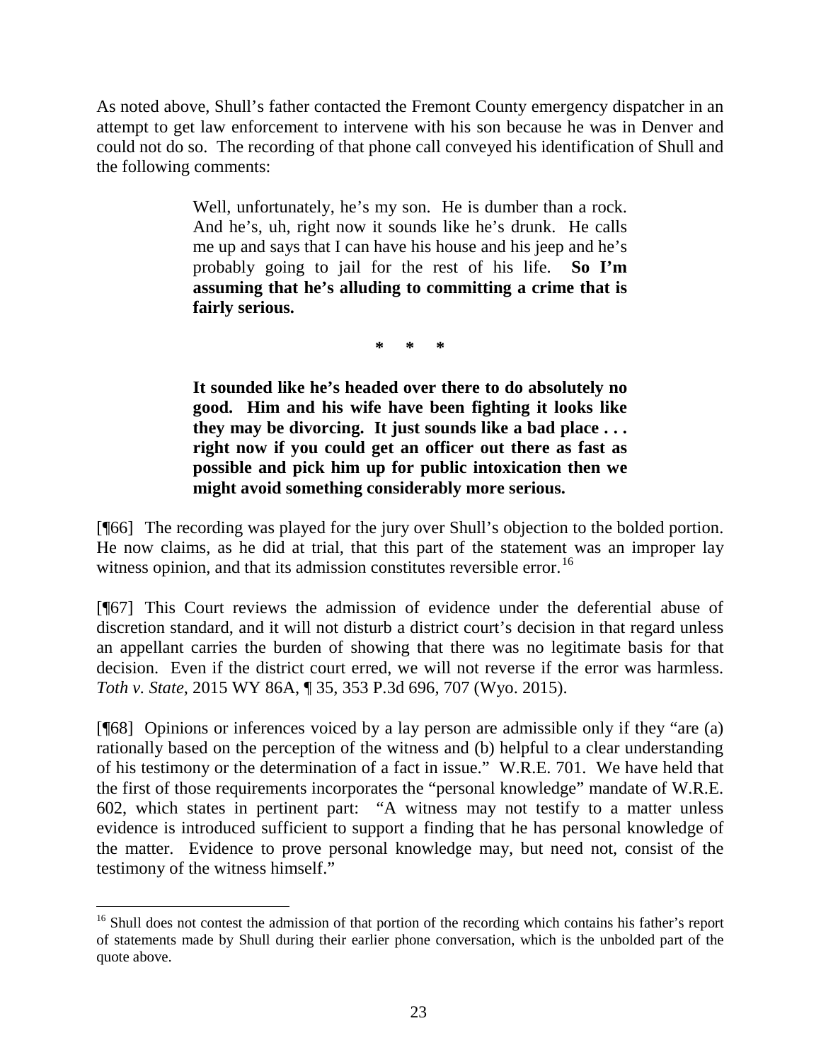As noted above, Shull's father contacted the Fremont County emergency dispatcher in an attempt to get law enforcement to intervene with his son because he was in Denver and could not do so. The recording of that phone call conveyed his identification of Shull and the following comments:

> Well, unfortunately, he's my son. He is dumber than a rock. And he's, uh, right now it sounds like he's drunk. He calls me up and says that I can have his house and his jeep and he's probably going to jail for the rest of his life. **So I'm assuming that he's alluding to committing a crime that is fairly serious.**
>
> \* \* \*
>
> **It sounded like he's headed over there to do absolutely no good. Him and his wife have been fighting it looks like they may be divorcing. It just sounds like a bad place . . . right now if you could get an officer out there as fast as possible and pick him up for public intoxication then we might avoid something considerably more serious.**

[¶66] The recording was played for the jury over Shull's objection to the bolded portion. He now claims, as he did at trial, that this part of the statement was an improper lay witness opinion, and that its admission constitutes reversible error.[16]

[¶67] This Court reviews the admission of evidence under the deferential abuse of discretion standard, and it will not disturb a district court's decision in that regard unless an appellant carries the burden of showing that there was no legitimate basis for that decision. Even if the district court erred, we will not reverse if the error was harmless. *Toth v. State*, 2015 WY 86A, ¶ 35, 353 P.3d 696, 707 (Wyo. 2015).

[¶68] Opinions or inferences voiced by a lay person are admissible only if they "are (a) rationally based on the perception of the witness and (b) helpful to a clear understanding of his testimony or the determination of a fact in issue." W.R.E. 701. We have held that the first of those requirements incorporates the "personal knowledge" mandate of W.R.E. 602, which states in pertinent part: "A witness may not testify to a matter unless evidence is introduced sufficient to support a finding that he has personal knowledge of the matter. Evidence to prove personal knowledge may, but need not, consist of the testimony of the witness himself."

---

[16] Shull does not contest the admission of that portion of the recording which contains his father's report of statements made by Shull during their earlier phone conversation, which is the unbolded part of the quote above.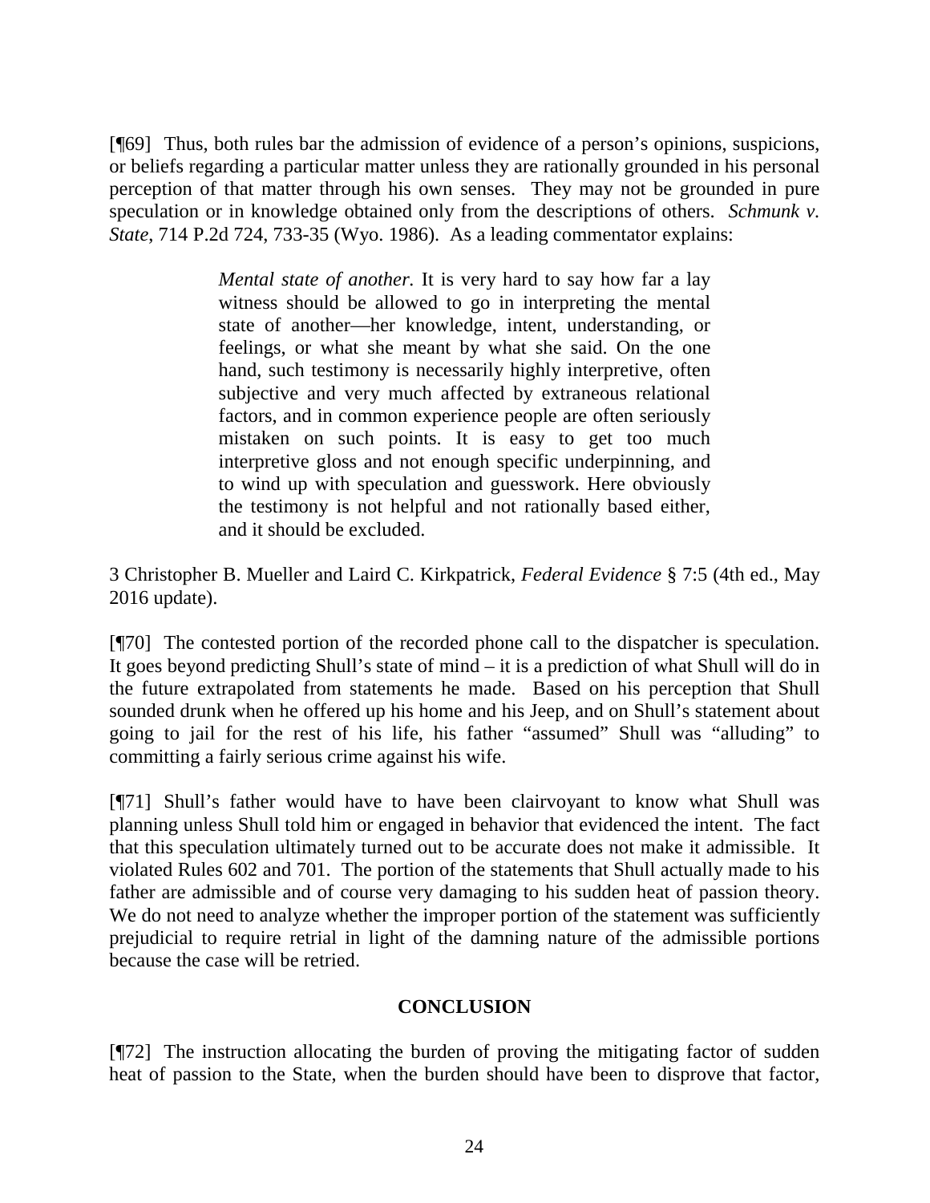[¶69] Thus, both rules bar the admission of evidence of a person's opinions, suspicions, or beliefs regarding a particular matter unless they are rationally grounded in his personal perception of that matter through his own senses. They may not be grounded in pure speculation or in knowledge obtained only from the descriptions of others. *Schmunk v. State*, 714 P.2d 724, 733-35 (Wyo. 1986). As a leading commentator explains:

> *Mental state of another.* It is very hard to say how far a lay witness should be allowed to go in interpreting the mental state of another—her knowledge, intent, understanding, or feelings, or what she meant by what she said. On the one hand, such testimony is necessarily highly interpretive, often subjective and very much affected by extraneous relational factors, and in common experience people are often seriously mistaken on such points. It is easy to get too much interpretive gloss and not enough specific underpinning, and to wind up with speculation and guesswork. Here obviously the testimony is not helpful and not rationally based either, and it should be excluded.

3 Christopher B. Mueller and Laird C. Kirkpatrick, *Federal Evidence* § 7:5 (4th ed., May 2016 update).

[¶70] The contested portion of the recorded phone call to the dispatcher is speculation. It goes beyond predicting Shull's state of mind – it is a prediction of what Shull will do in the future extrapolated from statements he made. Based on his perception that Shull sounded drunk when he offered up his home and his Jeep, and on Shull's statement about going to jail for the rest of his life, his father "assumed" Shull was "alluding" to committing a fairly serious crime against his wife.

[¶71] Shull's father would have to have been clairvoyant to know what Shull was planning unless Shull told him or engaged in behavior that evidenced the intent. The fact that this speculation ultimately turned out to be accurate does not make it admissible. It violated Rules 602 and 701. The portion of the statements that Shull actually made to his father are admissible and of course very damaging to his sudden heat of passion theory. We do not need to analyze whether the improper portion of the statement was sufficiently prejudicial to require retrial in light of the damning nature of the admissible portions because the case will be retried.

## CONCLUSION

[¶72] The instruction allocating the burden of proving the mitigating factor of sudden heat of passion to the State, when the burden should have been to disprove that factor,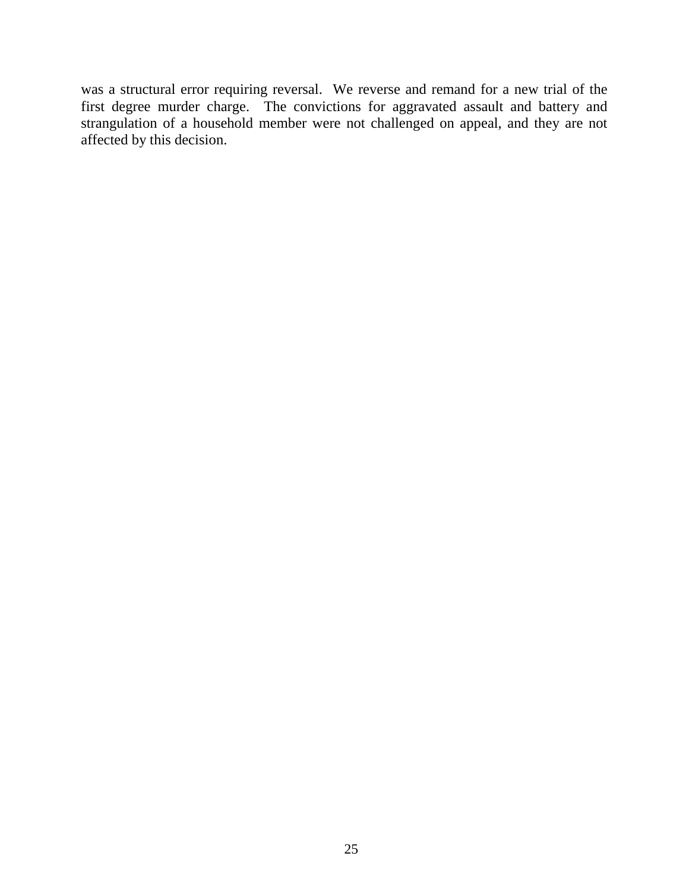was a structural error requiring reversal. We reverse and remand for a new trial of the first degree murder charge. The convictions for aggravated assault and battery and strangulation of a household member were not challenged on appeal, and they are not affected by this decision.